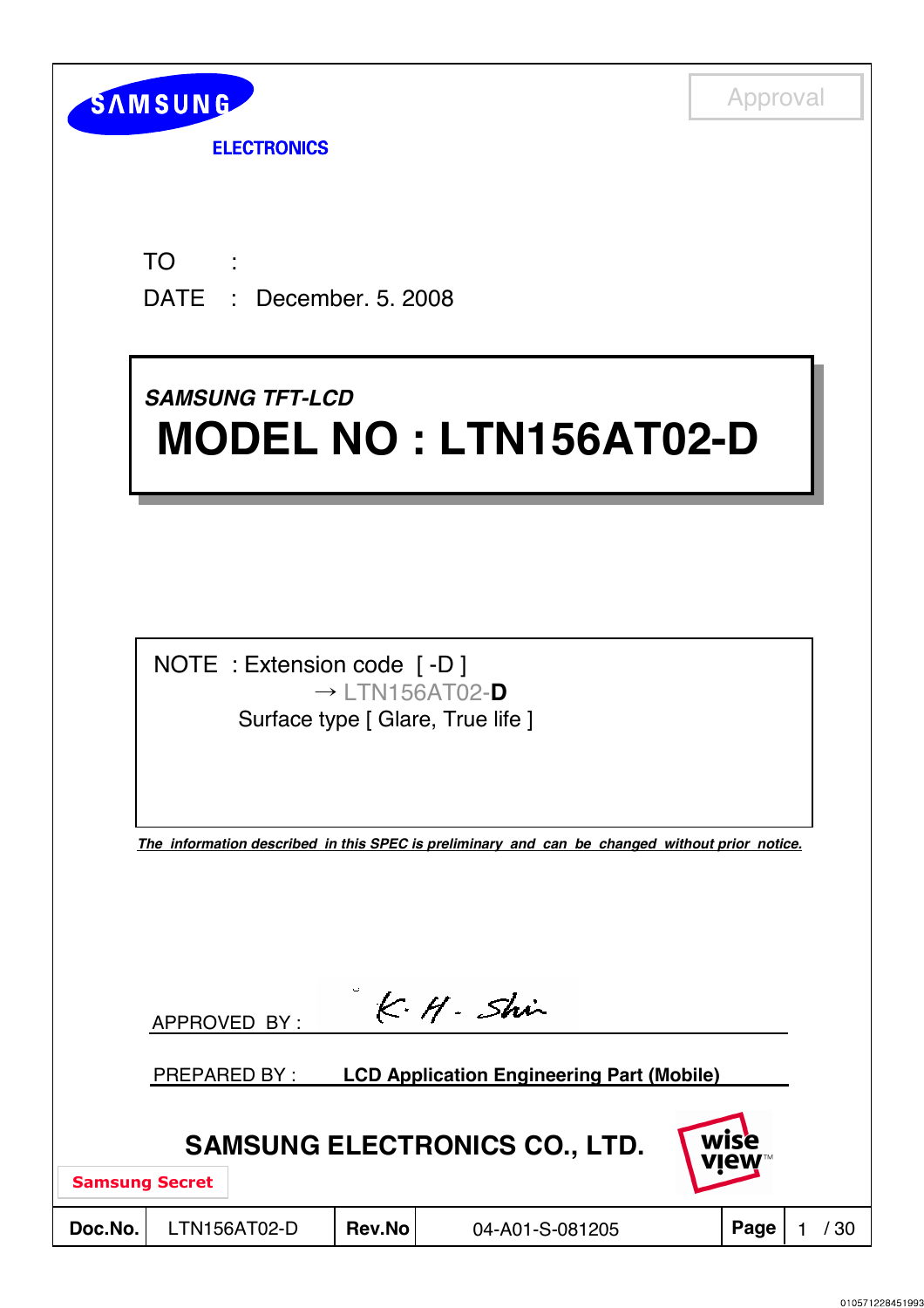SAMSUNG ELECTRONICS

Approval

TO :

DATE : December. 5. 2008

*SAMSUNG TFT-LCD*

# MODEL NO : LTN156AT02-D

NOTE : Extension code [ -D ]
→ LTN156AT02-**D**
Surface type [ Glare, True life ]

***The information described in this SPEC is preliminary and can be changed without prior notice.***

APPROVED BY : K. H. Shin

PREPARED BY : **LCD Application Engineering Part (Mobile)**

**SAMSUNG ELECTRONICS CO., LTD.**

wise view™

Samsung Secret

| **Doc.No.** | LTN156AT02-D | **Rev.No** | 04-A01-S-081205 | **Page** | 1 / 30 |
|---|---|---|---|---|---|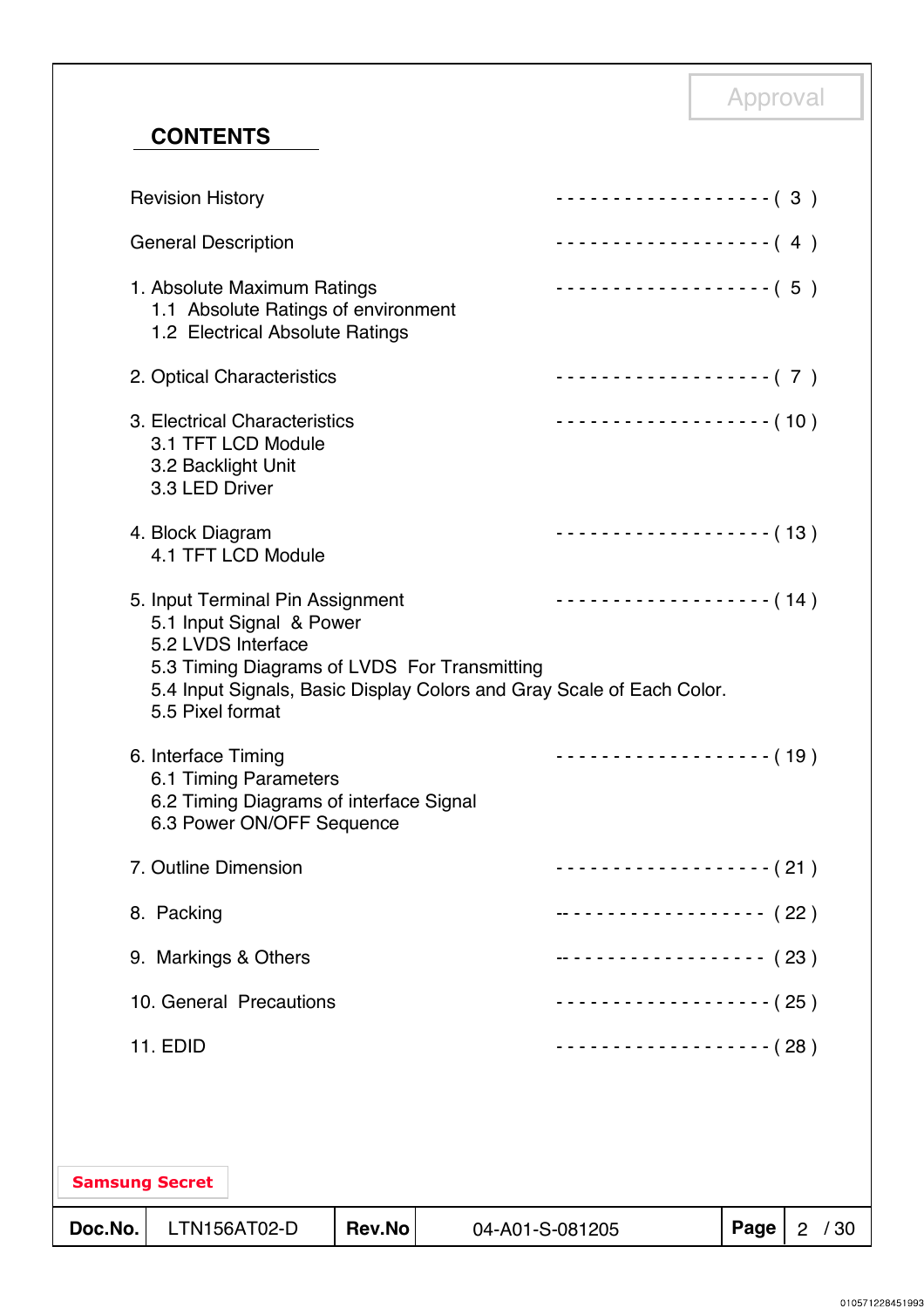Approval

## CONTENTS

Revision History ------------------- ( 3 )

General Description ------------------- ( 4 )

1. Absolute Maximum Ratings ------------------- ( 5 )
   1.1 Absolute Ratings of environment
   1.2 Electrical Absolute Ratings

2. Optical Characteristics ------------------- ( 7 )

3. Electrical Characteristics ------------------- ( 10 )
   3.1 TFT LCD Module
   3.2 Backlight Unit
   3.3 LED Driver

4. Block Diagram ------------------- ( 13 )
   4.1 TFT LCD Module

5. Input Terminal Pin Assignment ------------------- ( 14 )
   5.1 Input Signal & Power
   5.2 LVDS Interface
   5.3 Timing Diagrams of LVDS For Transmitting
   5.4 Input Signals, Basic Display Colors and Gray Scale of Each Color.
   5.5 Pixel format

6. Interface Timing ------------------- ( 19 )
   6.1 Timing Parameters
   6.2 Timing Diagrams of interface Signal
   6.3 Power ON/OFF Sequence

7. Outline Dimension ------------------- ( 21 )

8. Packing ------------------- ( 22 )

9. Markings & Others ------------------- ( 23 )

10. General Precautions ------------------- ( 25 )

11. EDID ------------------- ( 28 )

Samsung Secret

| Doc.No. | LTN156AT02-D | Rev.No | 04-A01-S-081205 | Page | 2 / 30 |
|---|---|---|---|---|---|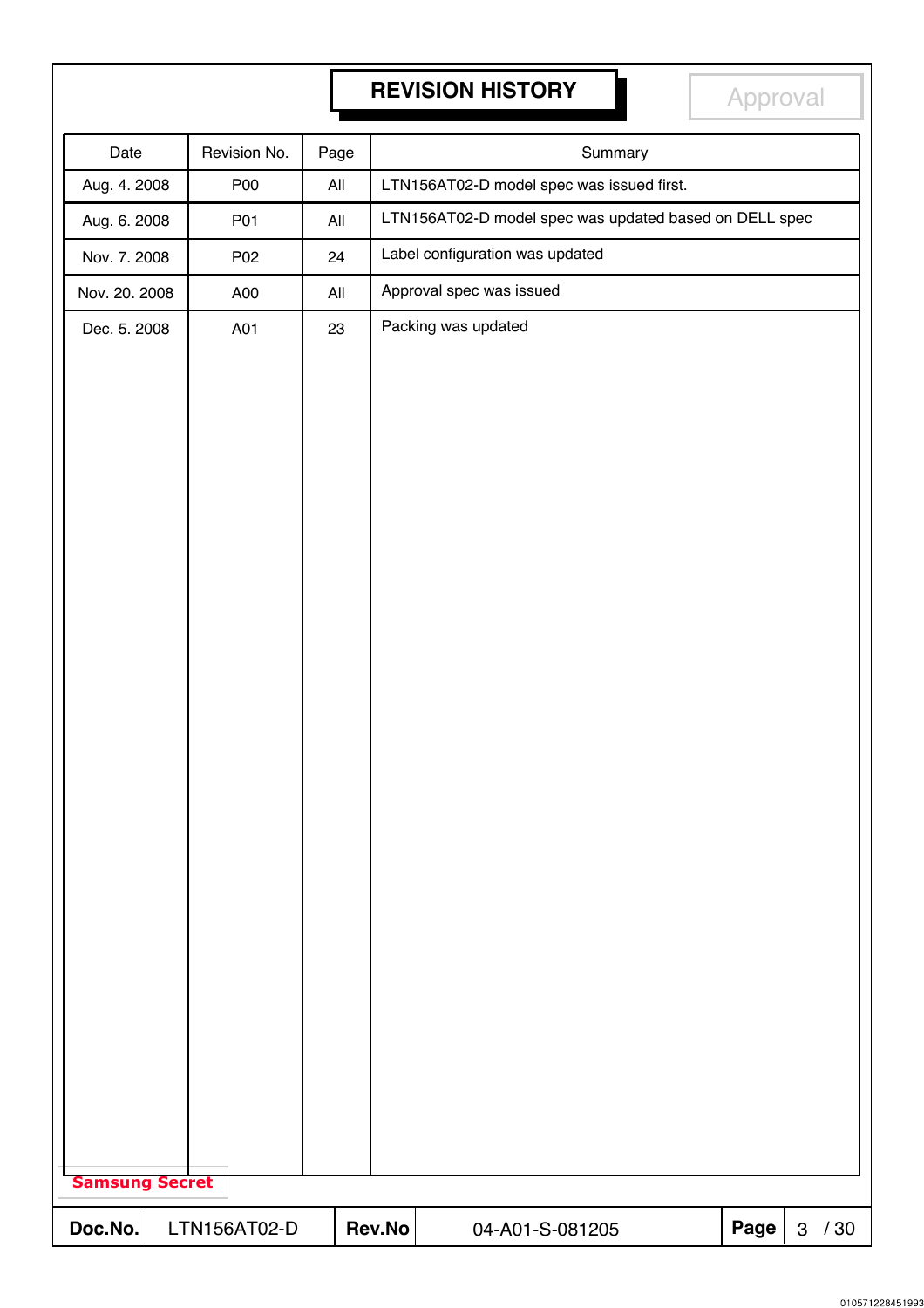# REVISION HISTORY

Approval

| Date | Revision No. | Page | Summary |
|---|---|---|---|
| Aug. 4. 2008 | P00 | All | LTN156AT02-D model spec was issued first. |
| Aug. 6. 2008 | P01 | All | LTN156AT02-D model spec was updated based on DELL spec |
| Nov. 7. 2008 | P02 | 24 | Label configuration was updated |
| Nov. 20. 2008 | A00 | All | Approval spec was issued |
| Dec. 5. 2008 | A01 | 23 | Packing was updated |

Samsung Secret

| Doc.No. | LTN156AT02-D | Rev.No | 04-A01-S-081205 |
|---|---|---|---|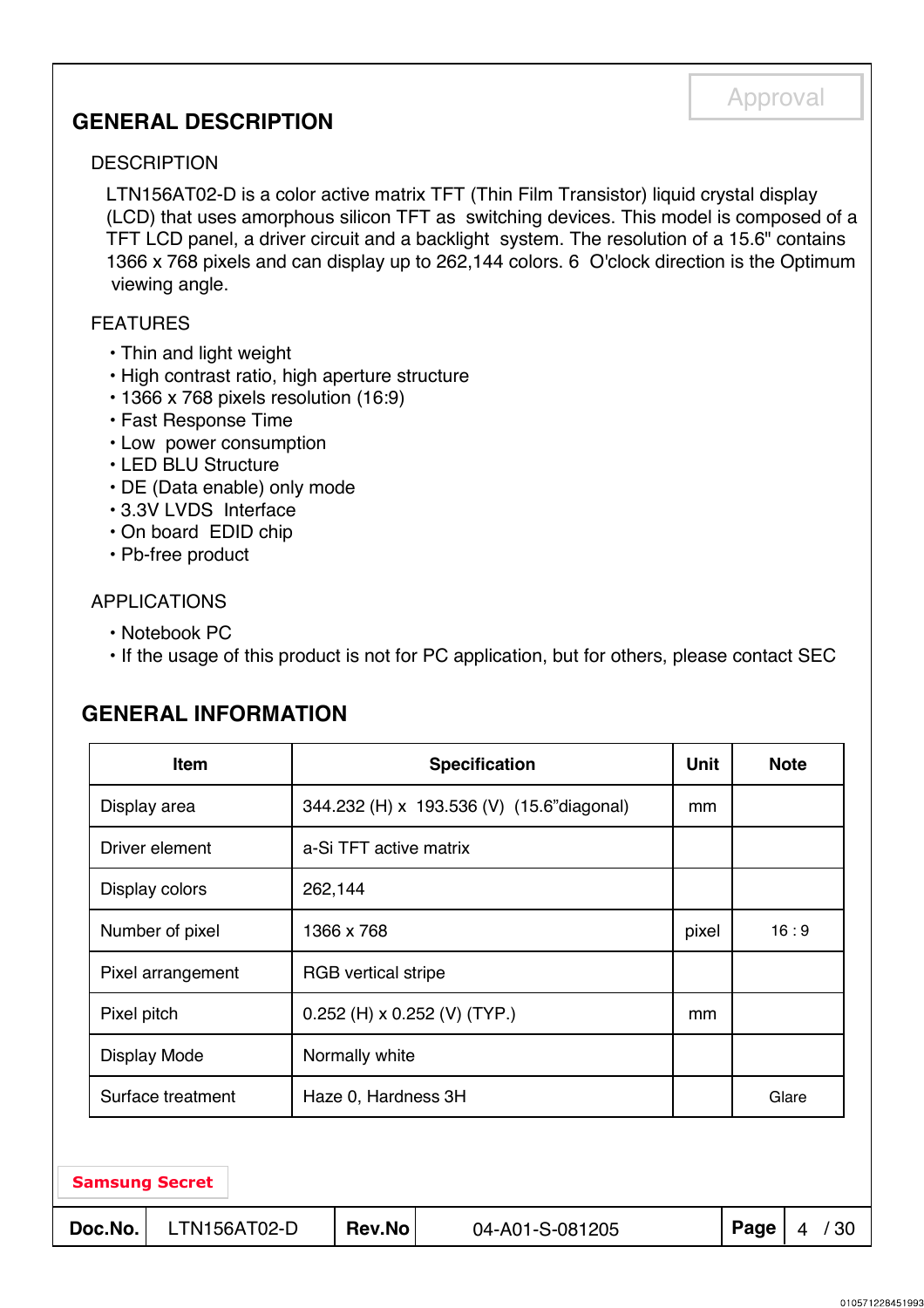# GENERAL DESCRIPTION

## DESCRIPTION

LTN156AT02-D is a color active matrix TFT (Thin Film Transistor) liquid crystal display (LCD) that uses amorphous silicon TFT as switching devices. This model is composed of a TFT LCD panel, a driver circuit and a backlight system. The resolution of a 15.6" contains 1366 x 768 pixels and can display up to 262,144 colors. 6 O'clock direction is the Optimum viewing angle.

## FEATURES

- Thin and light weight
- High contrast ratio, high aperture structure
- 1366 x 768 pixels resolution (16:9)
- Fast Response Time
- Low power consumption
- LED BLU Structure
- DE (Data enable) only mode
- 3.3V LVDS Interface
- On board EDID chip
- Pb-free product

## APPLICATIONS

- Notebook PC
- If the usage of this product is not for PC application, but for others, please contact SEC

# GENERAL INFORMATION

| Item | Specification | Unit | Note |
|---|---|---|---|
| Display area | 344.232 (H) x 193.536 (V) (15.6"diagonal) | mm | |
| Driver element | a-Si TFT active matrix | | |
| Display colors | 262,144 | | |
| Number of pixel | 1366 x 768 | pixel | 16 : 9 |
| Pixel arrangement | RGB vertical stripe | | |
| Pixel pitch | 0.252 (H) x 0.252 (V) (TYP.) | mm | |
| Display Mode | Normally white | | |
| Surface treatment | Haze 0, Hardness 3H | | Glare |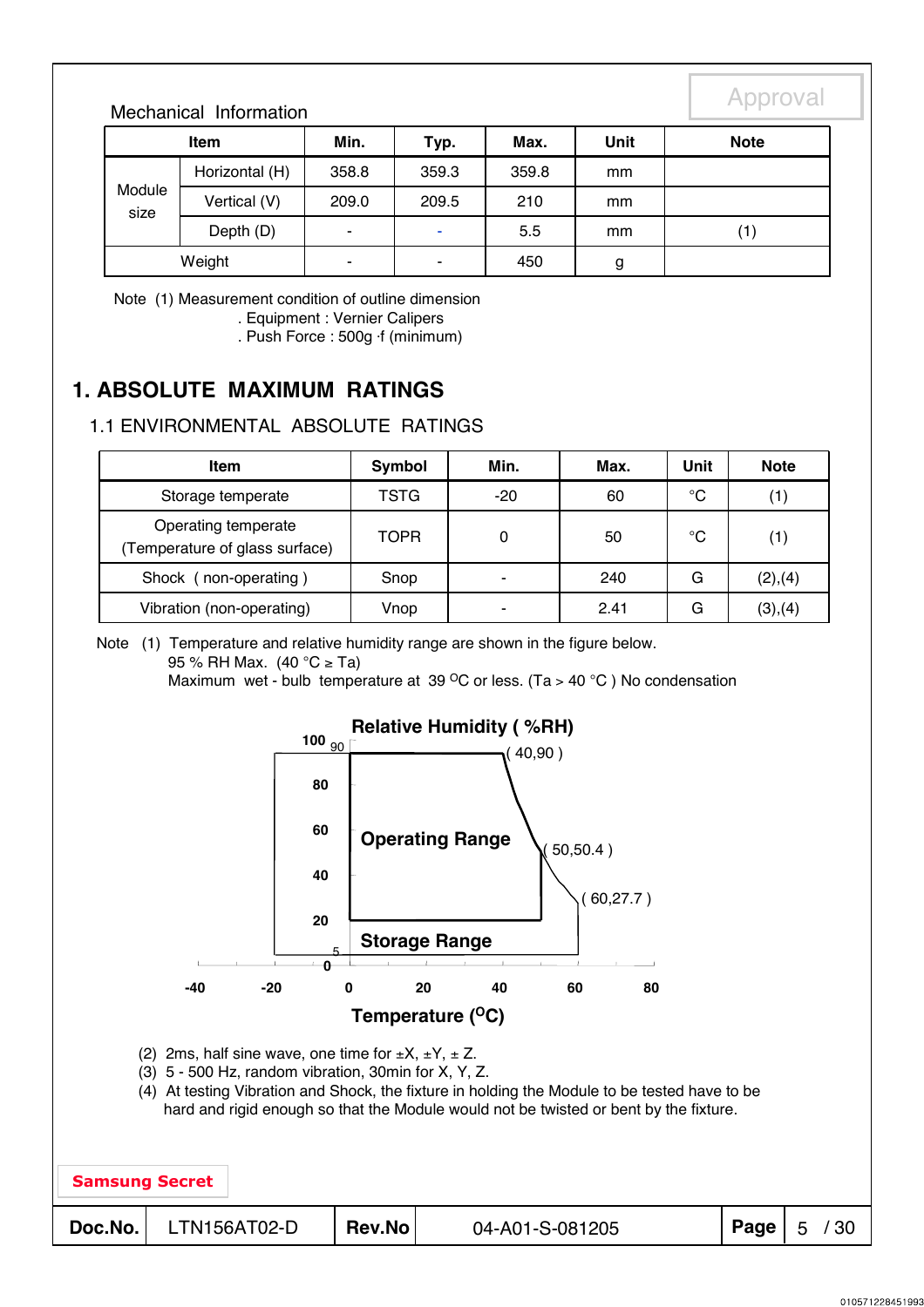Mechanical Information

| Item | | Min. | Typ. | Max. | Unit | Note |
|---|---|---|---|---|---|---|
| Module size | Horizontal (H) | 358.8 | 359.3 | 359.8 | mm | |
| | Vertical (V) | 209.0 | 209.5 | 210 | mm | |
| | Depth (D) | - | - | 5.5 | mm | (1) |
| Weight | | - | - | 450 | g | |

Note (1) Measurement condition of outline dimension
. Equipment : Vernier Calipers
. Push Force : 500g ·f (minimum)

# 1. ABSOLUTE MAXIMUM RATINGS

## 1.1 ENVIRONMENTAL ABSOLUTE RATINGS

| Item | Symbol | Min. | Max. | Unit | Note |
|---|---|---|---|---|---|
| Storage temperate | TSTG | -20 | 60 | °C | (1) |
| Operating temperate (Temperature of glass surface) | TOPR | 0 | 50 | °C | (1) |
| Shock ( non-operating ) | Snop | - | 240 | G | (2),(4) |
| Vibration (non-operating) | Vnop | - | 2.41 | G | (3),(4) |

Note (1) Temperature and relative humidity range are shown in the figure below.
95 % RH Max. (40 °C ≥ Ta)
Maximum wet - bulb temperature at 39 °C or less. (Ta > 40 °C ) No condensation

Relative Humidity ( %RH)

( 40,90 ) ( 50,50.4 ) ( 60,27.7 )

Operating Range

Storage Range

Temperature (°C)

(2) 2ms, half sine wave, one time for ±X, ±Y, ± Z.
(3) 5 - 500 Hz, random vibration, 30min for X, Y, Z.
(4) At testing Vibration and Shock, the fixture in holding the Module to be tested have to be hard and rigid enough so that the Module would not be twisted or bent by the fixture.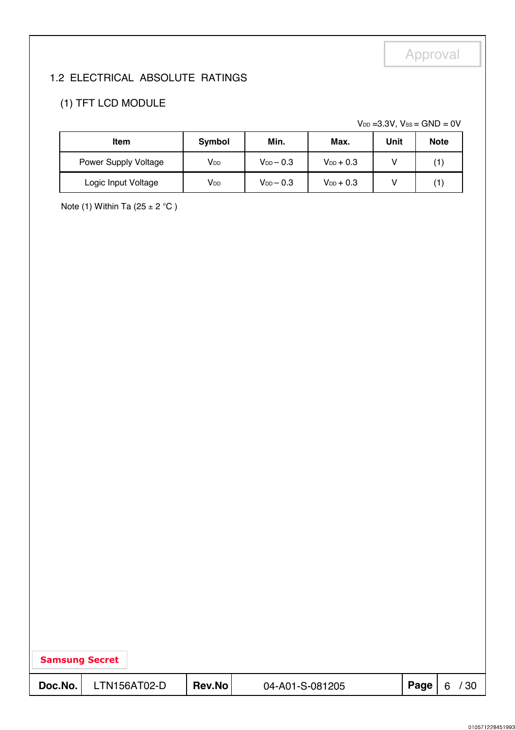Approval

## 1.2 ELECTRICAL ABSOLUTE RATINGS

### (1) TFT LCD MODULE

$V_{DD}$ =3.3V, $V_{SS}$ = GND = 0V

| Item | Symbol | Min. | Max. | Unit | Note |
|---|---|---|---|---|---|
| Power Supply Voltage | $V_{DD}$ | $V_{DD}$ – 0.3 | $V_{DD}$ + 0.3 | V | (1) |
| Logic Input Voltage | $V_{DD}$ | $V_{DD}$ – 0.3 | $V_{DD}$ + 0.3 | V | (1) |

Note (1) Within Ta (25 ± 2 °C )

Samsung Secret

| Doc.No. | LTN156AT02-D | Rev.No | 04-A01-S-081205 |
|---|---|---|---|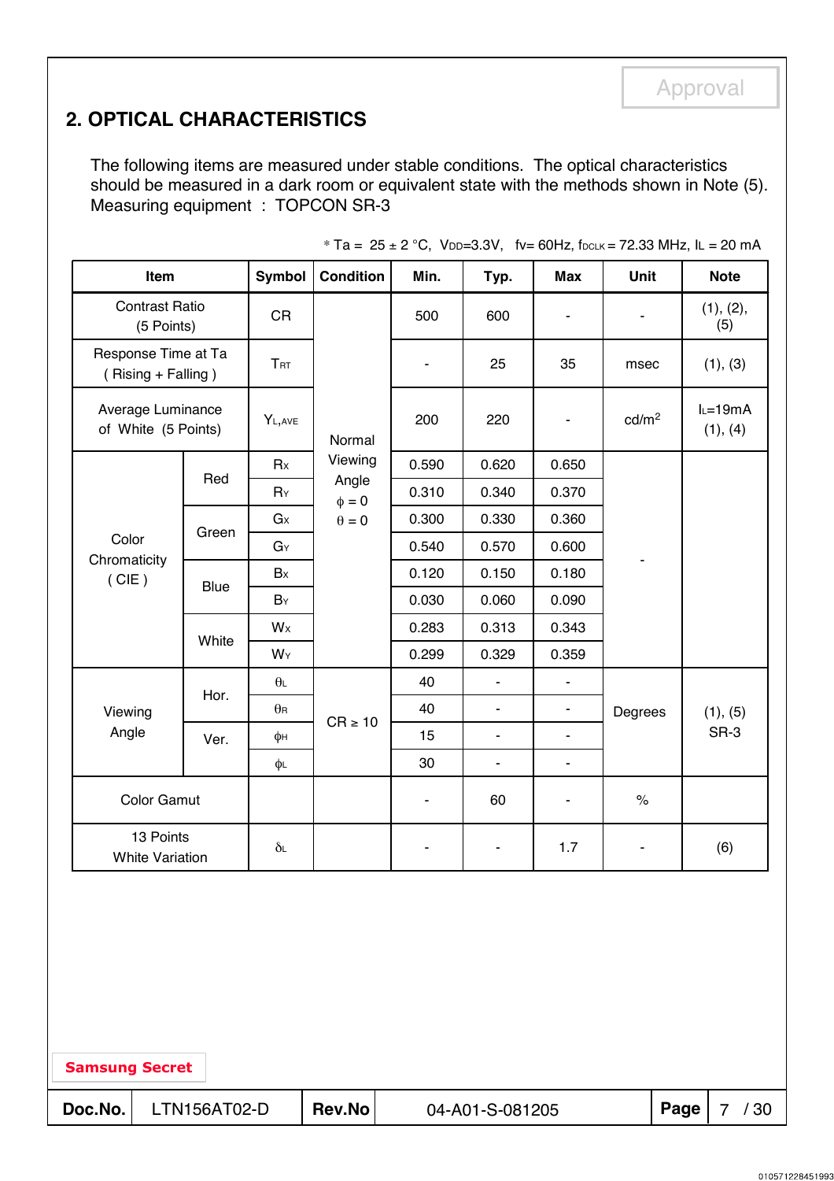Approval

## 2. OPTICAL CHARACTERISTICS

The following items are measured under stable conditions. The optical characteristics should be measured in a dark room or equivalent state with the methods shown in Note (5).
Measuring equipment : TOPCON SR-3

* Ta = 25 ± 2 °C, $V_{DD}$=3.3V, fv= 60Hz, $f_{DCLK}$ = 72.33 MHz, $I_L$ = 20 mA

| Item | | Symbol | Condition | Min. | Typ. | Max | Unit | Note |
|---|---|---|---|---|---|---|---|---|
| Contrast Ratio (5 Points) | | CR | Normal Viewing Angle $\phi = 0$ $\theta = 0$ | 500 | 600 | - | - | (1), (2), (5) |
| Response Time at Ta ( Rising + Falling ) | | $T_{RT}$ | | - | 25 | 35 | msec | (1), (3) |
| Average Luminance of White (5 Points) | | $Y_{L,AVE}$ | | 200 | 220 | - | cd/m² | $I_L$=19mA (1), (4) |
| Color Chromaticity ( CIE ) | Red | $R_X$ | | 0.590 | 0.620 | 0.650 | - | |
| | | $R_Y$ | | 0.310 | 0.340 | 0.370 | | |
| | Green | $G_X$ | | 0.300 | 0.330 | 0.360 | | |
| | | $G_Y$ | | 0.540 | 0.570 | 0.600 | | |
| | Blue | $B_X$ | | 0.120 | 0.150 | 0.180 | | |
| | | $B_Y$ | | 0.030 | 0.060 | 0.090 | | |
| | White | $W_X$ | | 0.283 | 0.313 | 0.343 | | |
| | | $W_Y$ | | 0.299 | 0.329 | 0.359 | | |
| Viewing Angle | Hor. | $\theta_L$ | CR ≥ 10 | 40 | - | - | Degrees | (1), (5) SR-3 |
| | | $\theta_R$ | | 40 | - | - | | |
| | Ver. | $\phi_H$ | | 15 | - | - | | |
| | | $\phi_L$ | | 30 | - | - | | |
| Color Gamut | | | | - | 60 | - | % | |
| 13 Points White Variation | | $\delta_L$ | | - | - | 1.7 | - | (6) |

Samsung Secret

| Doc.No. | LTN156AT02-D | Rev.No | 04-A01-S-081205 |
|---|---|---|---|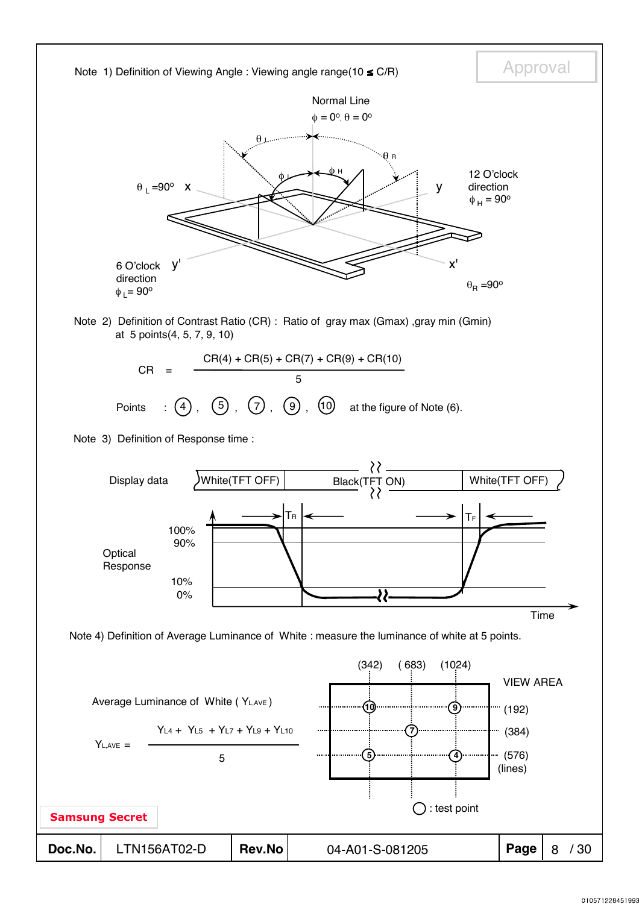Note 1) Definition of Viewing Angle : Viewing angle range(10 ≤ C/R)

Normal Line

$\phi = 0^o, \theta = 0^o$

$\theta_L$ $\theta_R$ $\phi_L$ $\phi_H$

$\theta_L = 90^o$ x y

12 O'clock direction $\phi_H = 90^o$

6 O'clock direction $\phi_L = 90^o$ y' x'

$\theta_R = 90^o$

Note 2) Definition of Contrast Ratio (CR) : Ratio of gray max (Gmax) ,gray min (Gmin) at 5 points(4, 5, 7, 9, 10)

$$CR = \frac{CR(4) + CR(5) + CR(7) + CR(9) + CR(10)}{5}$$

Points : (4) , (5) , (7) , (9) , (10) at the figure of Note (6).

Note 3) Definition of Response time :

Display data: White(TFT OFF) | Black(TFT ON) | White(TFT OFF)

Optical Response: 100%, 90%, 10%, 0%

$T_R$ $T_F$

Time

Note 4) Definition of Average Luminance of White : measure the luminance of white at 5 points.

Average Luminance of White ( $Y_{L,AVE}$ )

$$Y_{L,AVE} = \frac{Y_{L4} + Y_{L5} + Y_{L7} + Y_{L9} + Y_{L10}}{5}$$

(342) (683) (1024)

VIEW AREA

(192) (384) (576) (lines)

○ : test point

Samsung Secret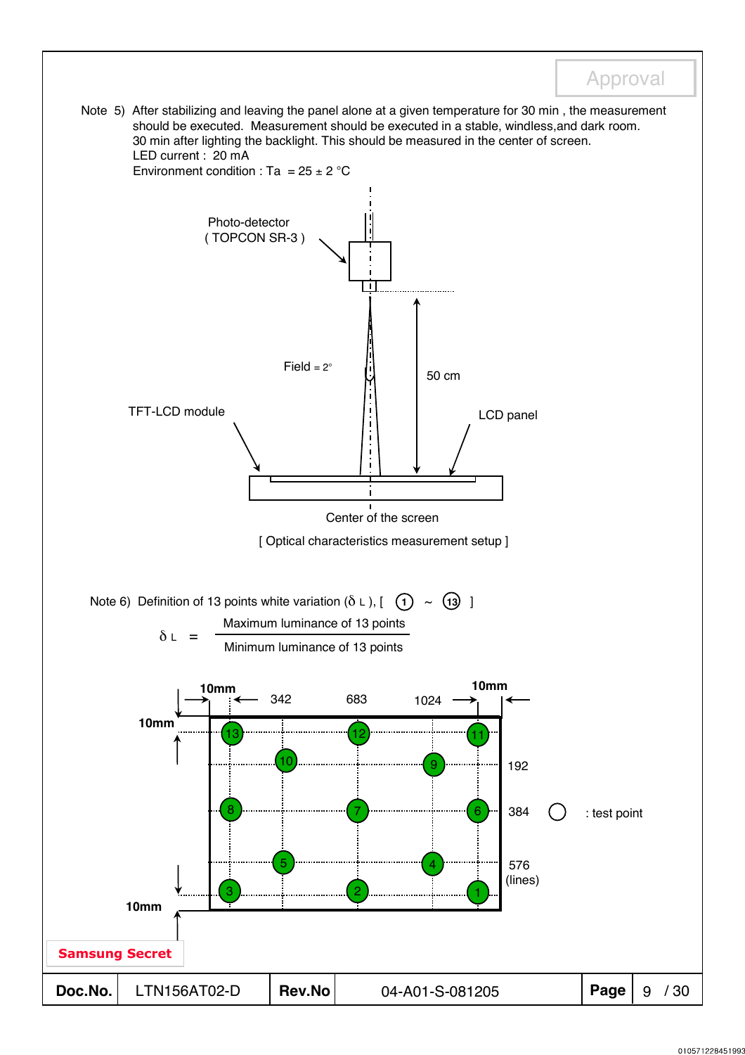Note 5) After stabilizing and leaving the panel alone at a given temperature for 30 min , the measurement should be executed. Measurement should be executed in a stable, windless,and dark room. 30 min after lighting the backlight. This should be measured in the center of screen.
LED current : 20 mA
Environment condition : Ta = 25 ± 2 °C

Photo-detector ( TOPCON SR-3 )

Field = 2°

50 cm

TFT-LCD module

LCD panel

Center of the screen

[ Optical characteristics measurement setup ]

Note 6) Definition of 13 points white variation ($\delta_L$ ), [ ① ~ ⑬ ]

$$\delta_L = \frac{\text{Maximum luminance of 13 points}}{\text{Minimum luminance of 13 points}}$$

10mm, 342, 683, 1024, 10mm

10mm

192

384 ○ : test point

576 (lines)

10mm

Samsung Secret

Doc.No. LTN156AT02-D Rev.No 04-A01-S-081205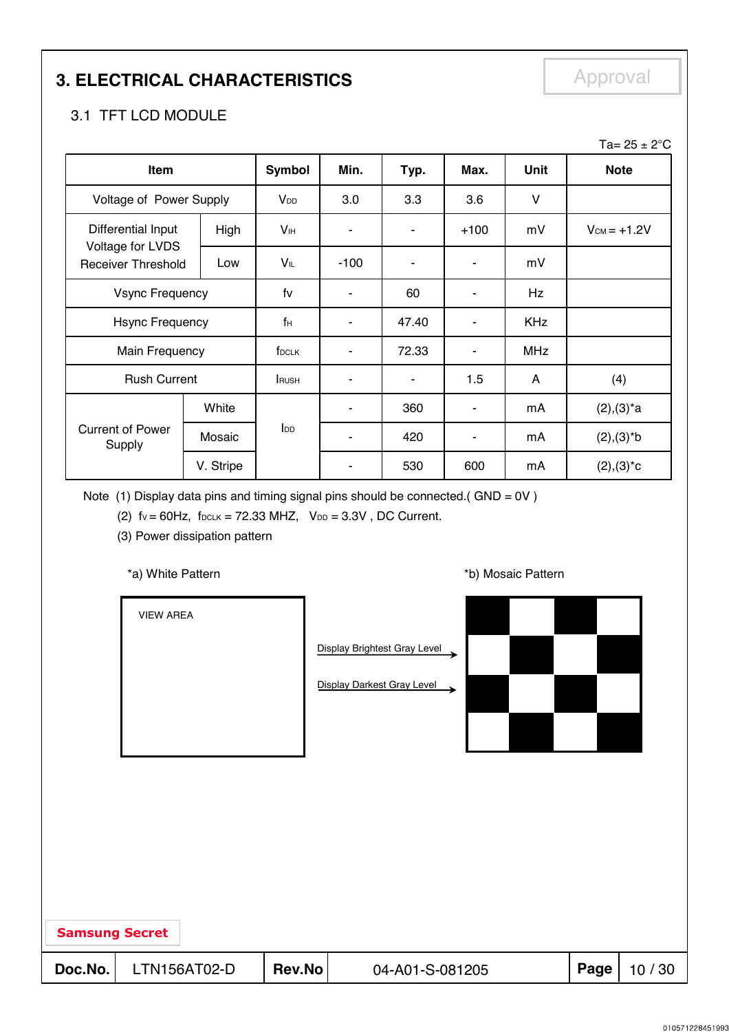# 3. ELECTRICAL CHARACTERISTICS

Approval

## 3.1 TFT LCD MODULE

Ta= 25 ± 2°C

| Item | | Symbol | Min. | Typ. | Max. | Unit | Note |
|---|---|---|---|---|---|---|---|
| Voltage of Power Supply | | $V_{DD}$ | 3.0 | 3.3 | 3.6 | V | |
| Differential Input Voltage for LVDS Receiver Threshold | High | $V_{IH}$ | - | - | +100 | mV | $V_{CM}$ = +1.2V |
| | Low | $V_{IL}$ | -100 | - | - | mV | |
| Vsync Frequency | | fv | - | 60 | - | Hz | |
| Hsync Frequency | | $f_H$ | - | 47.40 | - | KHz | |
| Main Frequency | | $f_{DCLK}$ | - | 72.33 | - | MHz | |
| Rush Current | | $I_{RUSH}$ | - | - | 1.5 | A | (4) |
| Current of Power Supply | White | $I_{DD}$ | - | 360 | - | mA | (2),(3)*a |
| | Mosaic | | - | 420 | - | mA | (2),(3)*b |
| | V. Stripe | | - | 530 | 600 | mA | (2),(3)*c |

Note (1) Display data pins and timing signal pins should be connected.( GND = 0V )

(2) $f_V$ = 60Hz, $f_{DCLK}$ = 72.33 MHZ, $V_{DD}$ = 3.3V , DC Current.

(3) Power dissipation pattern

*a) White Pattern

VIEW AREA

*b) Mosaic Pattern

Display Brightest Gray Level

Display Darkest Gray Level

Samsung Secret

| Doc.No. | LTN156AT02-D | Rev.No | 04-A01-S-081205 |
|---|---|---|---|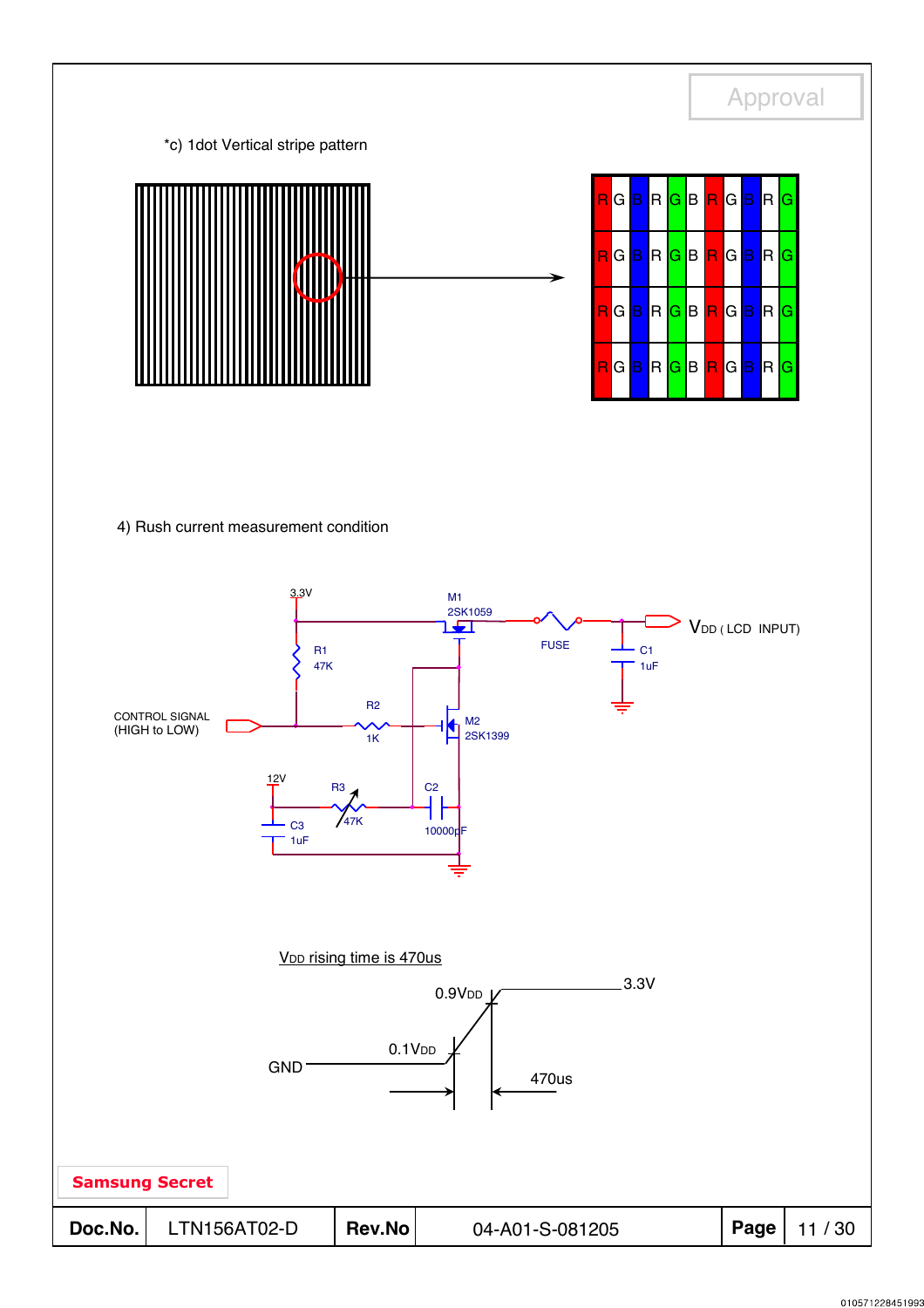*c) 1dot Vertical stripe pattern

| R | G | B | R | G | B | R | G | B | R | G |
|---|---|---|---|---|---|---|---|---|---|---|
| R | G | B | R | G | B | R | G | B | R | G |
| R | G | B | R | G | B | R | G | B | R | G |
| R | G | B | R | G | B | R | G | B | R | G |

4) Rush current measurement condition

3.3V

M1 2SK1059

FUSE

$V_{DD}$ ( LCD INPUT)

C1 1uF

R1 47K

CONTROL SIGNAL (HIGH to LOW)

R2 1K

M2 2SK1399

12V

R3 47K

C2 10000pF

C3 1uF

$V_{DD}$ rising time is 470us

0.9$V_{DD}$

3.3V

GND

0.1$V_{DD}$

470us

Samsung Secret

| Doc.No. | LTN156AT02-D | Rev.No | 04-A01-S-081205 | Page | 11 / 30 |
|---|---|---|---|---|---|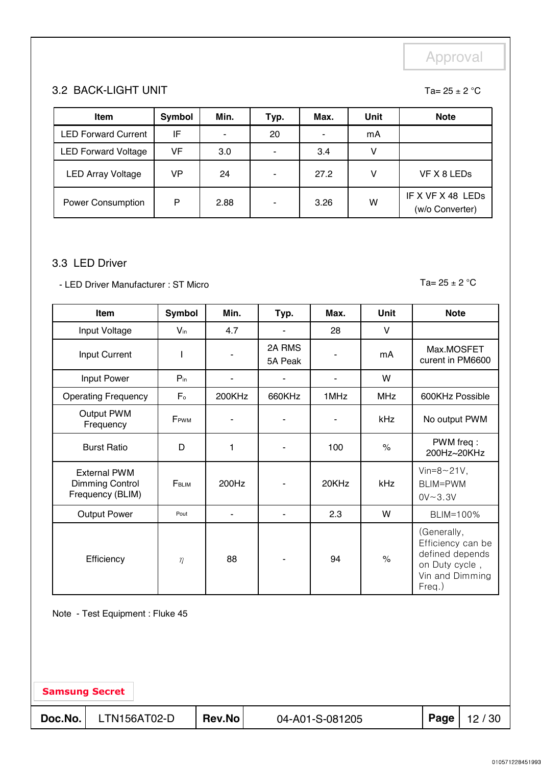Approval

### 3.2 BACK-LIGHT UNIT

Ta= 25 ± 2 °C

| Item | Symbol | Min. | Typ. | Max. | Unit | Note |
|---|---|---|---|---|---|---|
| LED Forward Current | IF | - | 20 | - | mA | |
| LED Forward Voltage | VF | 3.0 | - | 3.4 | V | |
| LED Array Voltage | VP | 24 | - | 27.2 | V | VF X 8 LEDs |
| Power Consumption | P | 2.88 | - | 3.26 | W | IF X VF X 48 LEDs (w/o Converter) |

### 3.3 LED Driver

- LED Driver Manufacturer : ST Micro

Ta= 25 ± 2 °C

| Item | Symbol | Min. | Typ. | Max. | Unit | Note |
|---|---|---|---|---|---|---|
| Input Voltage | $V_{in}$ | 4.7 | - | 28 | V | |
| Input Current | I | - | 2A RMS 5A Peak | - | mA | Max.MOSFET curent in PM6600 |
| Input Power | $P_{in}$ | - | - | - | W | |
| Operating Frequency | $F_o$ | 200KHz | 660KHz | 1MHz | MHz | 600KHz Possible |
| Output PWM Frequency | $F_{PWM}$ | - | - | - | kHz | No output PWM |
| Burst Ratio | D | 1 | - | 100 | % | PWM freq : 200Hz~20KHz |
| External PWM Dimming Control Frequency (BLIM) | $F_{BLIM}$ | 200Hz | - | 20KHz | kHz | Vin=8~21V, BLIM=PWM 0V~3.3V |
| Output Power | Pout | - | - | 2.3 | W | BLIM=100% |
| Efficiency | $\eta$ | 88 | - | 94 | % | (Generally, Efficiency can be defined depends on Duty cycle , Vin and Dimming Freq.) |

Note - Test Equipment : Fluke 45

Samsung Secret

| Doc.No. | LTN156AT02-D | Rev.No | 04-A01-S-081205 |
|---|---|---|---|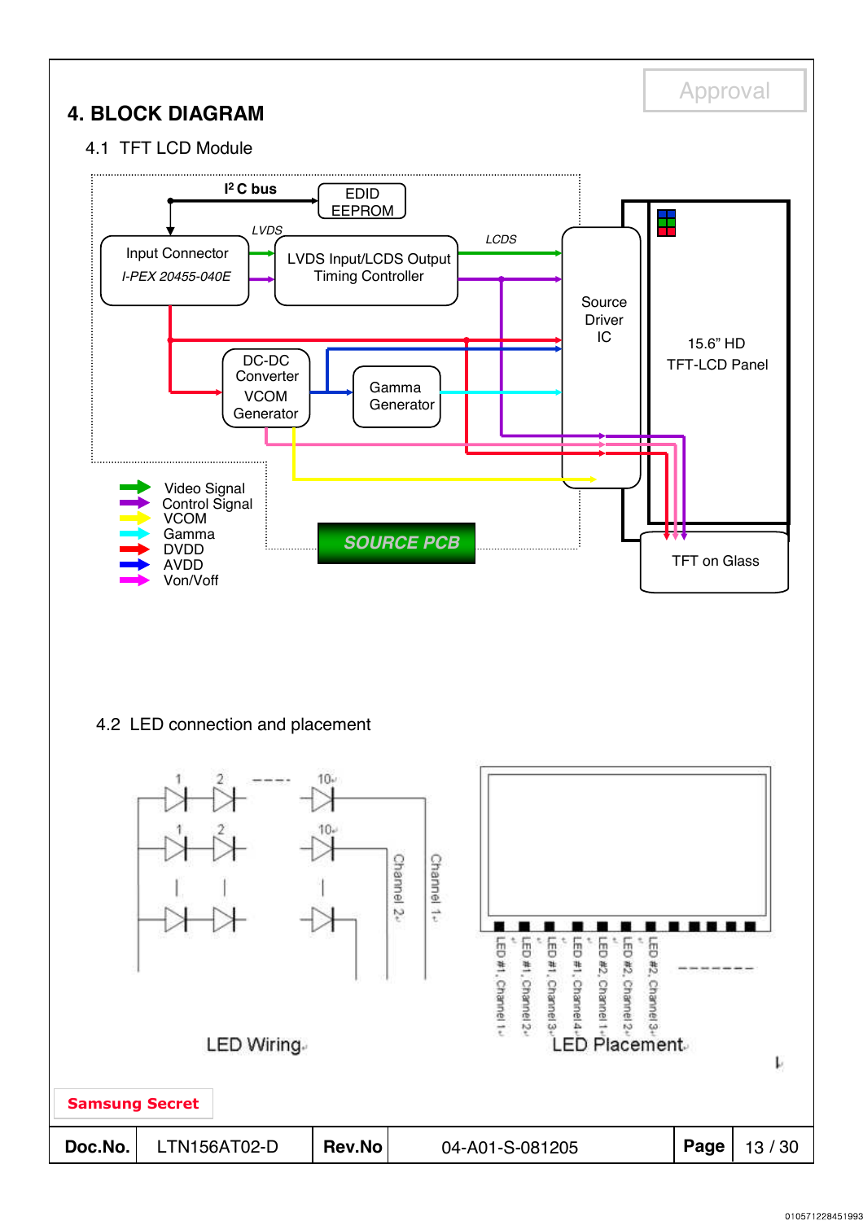# 4. BLOCK DIAGRAM

## 4.1 TFT LCD Module

$I^2C$ bus

EDID EEPROM

Input Connector
*I-PEX 20455-040E*

*LVDS*

LVDS Input/LCDS Output Timing Controller

*LCDS*

Source Driver IC

15.6" HD TFT-LCD Panel

DC-DC Converter VCOM Generator

Gamma Generator

TFT on Glass

SOURCE PCB

- Video Signal
- Control Signal
- VCOM
- Gamma
- DVDD
- AVDD
- Von/Voff

## 4.2 LED connection and placement

1 2 ---- 10

1 2 10

Channel 2

Channel 1

LED Wiring

LED #1, Channel 1
LED #1, Channel 2
LED #1, Channel 3
LED #1, Channel 4
LED #2, Channel 1
LED #2, Channel 2
LED #2, Channel 3

LED Placement

Samsung Secret

| Doc.No. | LTN156AT02-D | Rev.No | 04-A01-S-081205 | Page | 13 / 30 |
|---|---|---|---|---|---|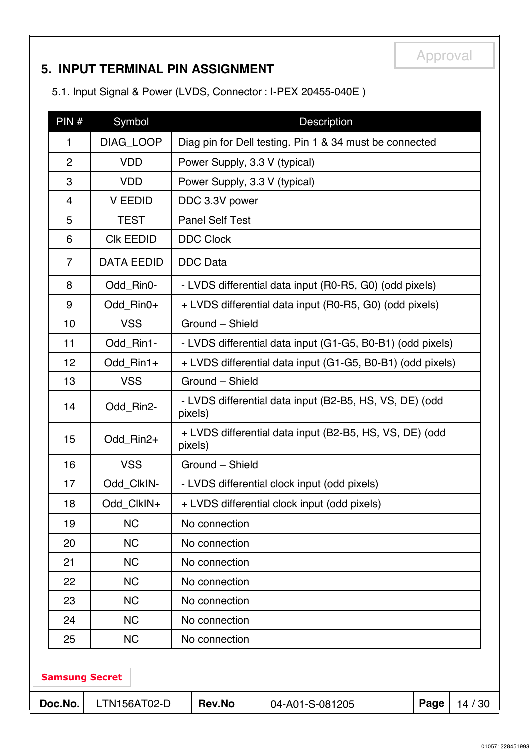## 5. INPUT TERMINAL PIN ASSIGNMENT

5.1. Input Signal & Power (LVDS, Connector : I-PEX 20455-040E )

| PIN # | Symbol | Description |
|---|---|---|
| 1 | DIAG_LOOP | Diag pin for Dell testing. Pin 1 & 34 must be connected |
| 2 | VDD | Power Supply, 3.3 V (typical) |
| 3 | VDD | Power Supply, 3.3 V (typical) |
| 4 | V EEDID | DDC 3.3V power |
| 5 | TEST | Panel Self Test |
| 6 | Clk EEDID | DDC Clock |
| 7 | DATA EEDID | DDC Data |
| 8 | Odd_Rin0- | - LVDS differential data input (R0-R5, G0) (odd pixels) |
| 9 | Odd_Rin0+ | + LVDS differential data input (R0-R5, G0) (odd pixels) |
| 10 | VSS | Ground – Shield |
| 11 | Odd_Rin1- | - LVDS differential data input (G1-G5, B0-B1) (odd pixels) |
| 12 | Odd_Rin1+ | + LVDS differential data input (G1-G5, B0-B1) (odd pixels) |
| 13 | VSS | Ground – Shield |
| 14 | Odd_Rin2- | - LVDS differential data input (B2-B5, HS, VS, DE) (odd pixels) |
| 15 | Odd_Rin2+ | + LVDS differential data input (B2-B5, HS, VS, DE) (odd pixels) |
| 16 | VSS | Ground – Shield |
| 17 | Odd_ClkIN- | - LVDS differential clock input (odd pixels) |
| 18 | Odd_ClkIN+ | + LVDS differential clock input (odd pixels) |
| 19 | NC | No connection |
| 20 | NC | No connection |
| 21 | NC | No connection |
| 22 | NC | No connection |
| 23 | NC | No connection |
| 24 | NC | No connection |
| 25 | NC | No connection |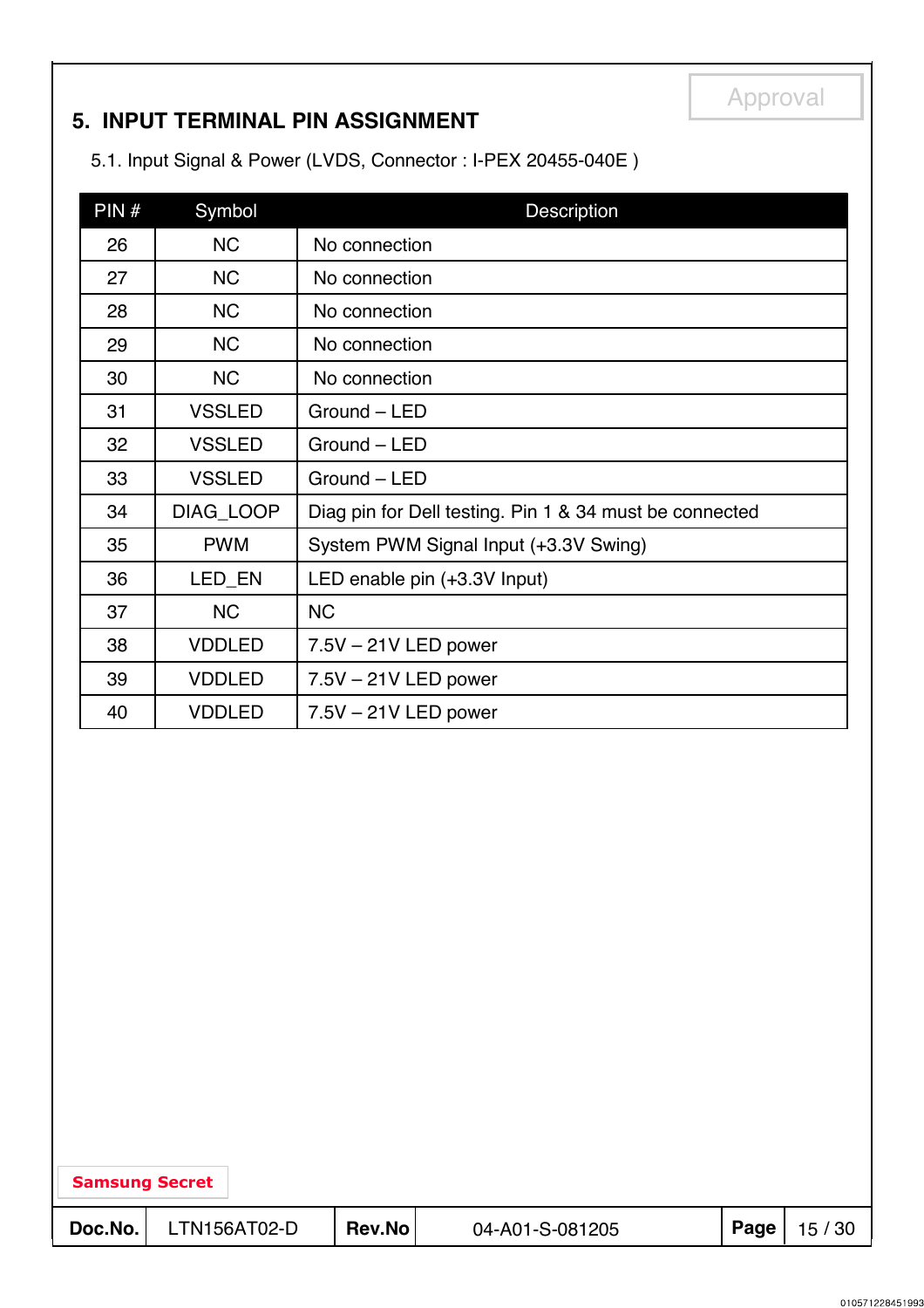## 5. INPUT TERMINAL PIN ASSIGNMENT

5.1. Input Signal & Power (LVDS, Connector : I-PEX 20455-040E )

| PIN # | Symbol | Description |
|---|---|---|
| 26 | NC | No connection |
| 27 | NC | No connection |
| 28 | NC | No connection |
| 29 | NC | No connection |
| 30 | NC | No connection |
| 31 | VSSLED | Ground – LED |
| 32 | VSSLED | Ground – LED |
| 33 | VSSLED | Ground – LED |
| 34 | DIAG_LOOP | Diag pin for Dell testing. Pin 1 & 34 must be connected |
| 35 | PWM | System PWM Signal Input (+3.3V Swing) |
| 36 | LED_EN | LED enable pin (+3.3V Input) |
| 37 | NC | NC |
| 38 | VDDLED | 7.5V – 21V LED power |
| 39 | VDDLED | 7.5V – 21V LED power |
| 40 | VDDLED | 7.5V – 21V LED power |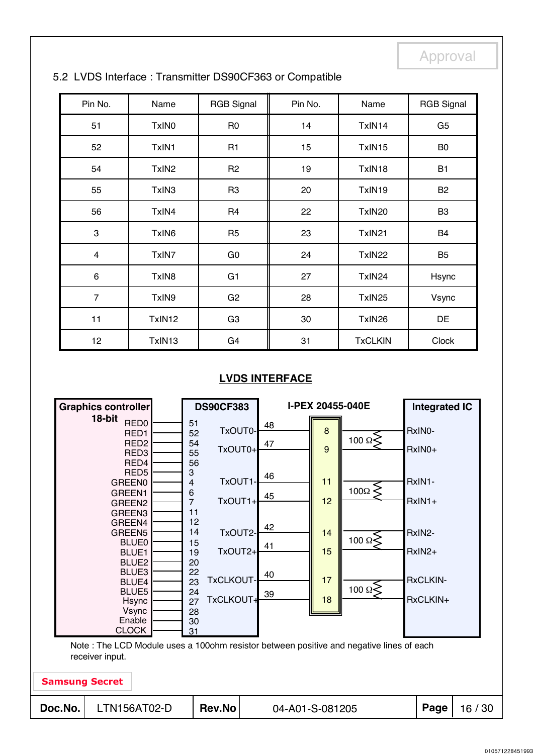Approval

## 5.2 LVDS Interface : Transmitter DS90CF363 or Compatible

| Pin No. | Name | RGB Signal | Pin No. | Name | RGB Signal |
|---|---|---|---|---|---|
| 51 | TxIN0 | R0 | 14 | TxIN14 | G5 |
| 52 | TxIN1 | R1 | 15 | TxIN15 | B0 |
| 54 | TxIN2 | R2 | 19 | TxIN18 | B1 |
| 55 | TxIN3 | R3 | 20 | TxIN19 | B2 |
| 56 | TxIN4 | R4 | 22 | TxIN20 | B3 |
| 3 | TxIN6 | R5 | 23 | TxIN21 | B4 |
| 4 | TxIN7 | G0 | 24 | TxIN22 | B5 |
| 6 | TxIN8 | G1 | 27 | TxIN24 | Hsync |
| 7 | TxIN9 | G2 | 28 | TxIN25 | Vsync |
| 11 | TxIN12 | G3 | 30 | TxIN26 | DE |
| 12 | TxIN13 | G4 | 31 | TxCLKIN | Clock |

### LVDS INTERFACE

Graphics controller 18-bit: RED0, RED1, RED2, RED3, RED4, RED5, GREEN0, GREEN1, GREEN2, GREEN3, GREEN4, GREEN5, BLUE0, BLUE1, BLUE2, BLUE3, BLUE4, BLUE5, Hsync, Vsync, Enable, CLOCK

DS90CF383: pins 51, 52, 54, 55, 56, 3, 4, 6, 7, 11, 12, 14, 15, 19, 20, 22, 23, 24, 27, 28, 30, 31

| DS90CF383 Output | DS90CF383 Pin | I-PEX 20455-040E Pin | Termination | Integrated IC |
|---|---|---|---|---|
| TxOUT0- | 48 | 8 | 100 Ω | RxIN0- |
| TxOUT0+ | 47 | 9 | | RxIN0+ |
| TxOUT1- | 46 | 11 | 100Ω | RxIN1- |
| TxOUT1+ | 45 | 12 | | RxIN1+ |
| TxOUT2- | 42 | 14 | 100 Ω | RxIN2- |
| TxOUT2+ | 41 | 15 | | RxIN2+ |
| TxCLKOUT- | 40 | 17 | 100 Ω | RxCLKIN- |
| TxCLKOUT+ | 39 | 18 | | RxCLKIN+ |

Note : The LCD Module uses a 100ohm resistor between positive and negative lines of each receiver input.

Samsung Secret

| Doc.No. | LTN156AT02-D | Rev.No | 04-A01-S-081205 |
|---|---|---|---|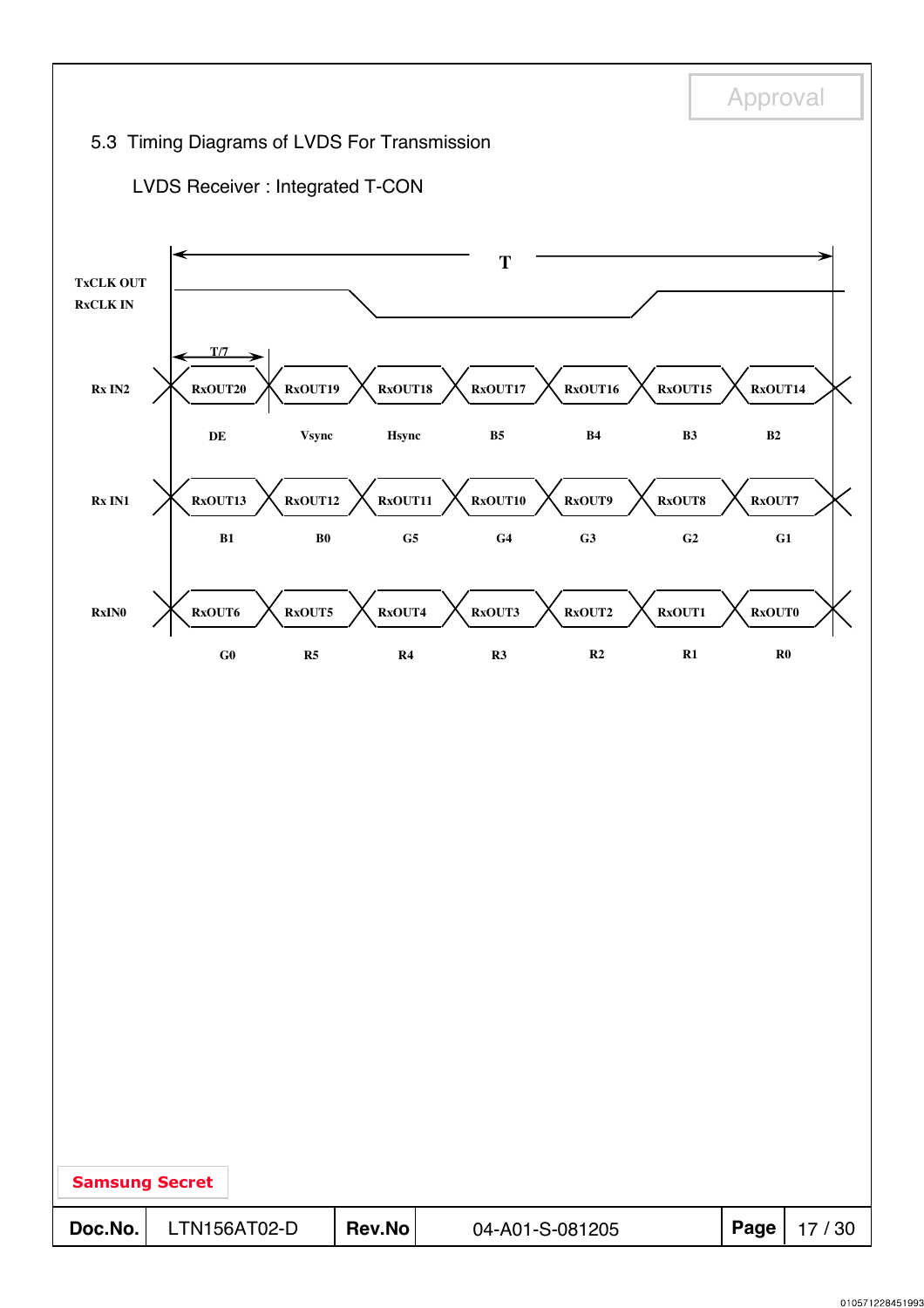Approval

## 5.3 Timing Diagrams of LVDS For Transmission

LVDS Receiver : Integrated T-CON

T

TxCLK OUT
RxCLK IN

T/7

| Rx IN2 | RxOUT20 | RxOUT19 | RxOUT18 | RxOUT17 | RxOUT16 | RxOUT15 | RxOUT14 |
|---|---|---|---|---|---|---|---|
| | DE | Vsync | Hsync | B5 | B4 | B3 | B2 |
| **Rx IN1** | RxOUT13 | RxOUT12 | RxOUT11 | RxOUT10 | RxOUT9 | RxOUT8 | RxOUT7 |
| | B1 | B0 | G5 | G4 | G3 | G2 | G1 |
| **RxIN0** | RxOUT6 | RxOUT5 | RxOUT4 | RxOUT3 | RxOUT2 | RxOUT1 | RxOUT0 |
| | G0 | R5 | R4 | R3 | R2 | R1 | R0 |

Samsung Secret

| Doc.No. | LTN156AT02-D | Rev.No | 04-A01-S-081205 |
|---|---|---|---|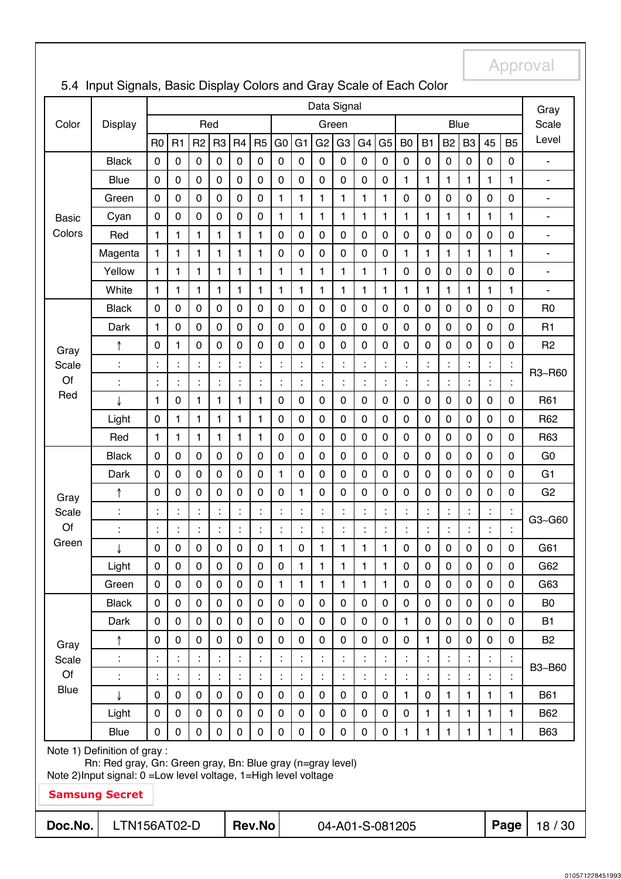## 5.4 Input Signals, Basic Display Colors and Gray Scale of Each Color

| Color | Display | Data Signal | | | | | | | | | | | | | | | | | | Gray Scale Level |
|---|---|---|---|---|---|---|---|---|---|---|---|---|---|---|---|---|---|---|---|---|
| | | Red | | | | | | Green | | | | | | Blue | | | | | | |
| | | R0 | R1 | R2 | R3 | R4 | R5 | G0 | G1 | G2 | G3 | G4 | G5 | B0 | B1 | B2 | B3 | 45 | B5 | |
| Basic Colors | Black | 0 | 0 | 0 | 0 | 0 | 0 | 0 | 0 | 0 | 0 | 0 | 0 | 0 | 0 | 0 | 0 | 0 | 0 | - |
| | Blue | 0 | 0 | 0 | 0 | 0 | 0 | 0 | 0 | 0 | 0 | 0 | 0 | 1 | 1 | 1 | 1 | 1 | 1 | - |
| | Green | 0 | 0 | 0 | 0 | 0 | 0 | 1 | 1 | 1 | 1 | 1 | 1 | 0 | 0 | 0 | 0 | 0 | 0 | - |
| | Cyan | 0 | 0 | 0 | 0 | 0 | 0 | 1 | 1 | 1 | 1 | 1 | 1 | 1 | 1 | 1 | 1 | 1 | 1 | - |
| | Red | 1 | 1 | 1 | 1 | 1 | 1 | 0 | 0 | 0 | 0 | 0 | 0 | 0 | 0 | 0 | 0 | 0 | 0 | - |
| | Magenta | 1 | 1 | 1 | 1 | 1 | 1 | 0 | 0 | 0 | 0 | 0 | 0 | 1 | 1 | 1 | 1 | 1 | 1 | - |
| | Yellow | 1 | 1 | 1 | 1 | 1 | 1 | 1 | 1 | 1 | 1 | 1 | 1 | 0 | 0 | 0 | 0 | 0 | 0 | - |
| | White | 1 | 1 | 1 | 1 | 1 | 1 | 1 | 1 | 1 | 1 | 1 | 1 | 1 | 1 | 1 | 1 | 1 | 1 | - |
| Gray Scale Of Red | Black | 0 | 0 | 0 | 0 | 0 | 0 | 0 | 0 | 0 | 0 | 0 | 0 | 0 | 0 | 0 | 0 | 0 | 0 | R0 |
| | Dark | 1 | 0 | 0 | 0 | 0 | 0 | 0 | 0 | 0 | 0 | 0 | 0 | 0 | 0 | 0 | 0 | 0 | 0 | R1 |
| | ↑ | 0 | 1 | 0 | 0 | 0 | 0 | 0 | 0 | 0 | 0 | 0 | 0 | 0 | 0 | 0 | 0 | 0 | 0 | R2 |
| | : | : | : | : | : | : | : | : | : | : | : | : | : | : | : | : | : | : | : | R3~R60 |
| | : | : | : | : | : | : | : | : | : | : | : | : | : | : | : | : | : | : | : | |
| | ↓ | 1 | 0 | 1 | 1 | 1 | 1 | 0 | 0 | 0 | 0 | 0 | 0 | 0 | 0 | 0 | 0 | 0 | 0 | R61 |
| | Light | 0 | 1 | 1 | 1 | 1 | 1 | 0 | 0 | 0 | 0 | 0 | 0 | 0 | 0 | 0 | 0 | 0 | 0 | R62 |
| | Red | 1 | 1 | 1 | 1 | 1 | 1 | 0 | 0 | 0 | 0 | 0 | 0 | 0 | 0 | 0 | 0 | 0 | 0 | R63 |
| Gray Scale Of Green | Black | 0 | 0 | 0 | 0 | 0 | 0 | 0 | 0 | 0 | 0 | 0 | 0 | 0 | 0 | 0 | 0 | 0 | 0 | G0 |
| | Dark | 0 | 0 | 0 | 0 | 0 | 0 | 1 | 0 | 0 | 0 | 0 | 0 | 0 | 0 | 0 | 0 | 0 | 0 | G1 |
| | ↑ | 0 | 0 | 0 | 0 | 0 | 0 | 0 | 1 | 0 | 0 | 0 | 0 | 0 | 0 | 0 | 0 | 0 | 0 | G2 |
| | : | : | : | : | : | : | : | : | : | : | : | : | : | : | : | : | : | : | : | G3~G60 |
| | : | : | : | : | : | : | : | : | : | : | : | : | : | : | : | : | : | : | : | |
| | ↓ | 0 | 0 | 0 | 0 | 0 | 0 | 1 | 0 | 1 | 1 | 1 | 1 | 0 | 0 | 0 | 0 | 0 | 0 | G61 |
| | Light | 0 | 0 | 0 | 0 | 0 | 0 | 0 | 1 | 1 | 1 | 1 | 1 | 0 | 0 | 0 | 0 | 0 | 0 | G62 |
| | Green | 0 | 0 | 0 | 0 | 0 | 0 | 1 | 1 | 1 | 1 | 1 | 1 | 0 | 0 | 0 | 0 | 0 | 0 | G63 |
| Gray Scale Of Blue | Black | 0 | 0 | 0 | 0 | 0 | 0 | 0 | 0 | 0 | 0 | 0 | 0 | 0 | 0 | 0 | 0 | 0 | 0 | B0 |
| | Dark | 0 | 0 | 0 | 0 | 0 | 0 | 0 | 0 | 0 | 0 | 0 | 0 | 1 | 0 | 0 | 0 | 0 | 0 | B1 |
| | ↑ | 0 | 0 | 0 | 0 | 0 | 0 | 0 | 0 | 0 | 0 | 0 | 0 | 0 | 1 | 0 | 0 | 0 | 0 | B2 |
| | : | : | : | : | : | : | : | : | : | : | : | : | : | : | : | : | : | : | : | B3~B60 |
| | : | : | : | : | : | : | : | : | : | : | : | : | : | : | : | : | : | : | : | |
| | ↓ | 0 | 0 | 0 | 0 | 0 | 0 | 0 | 0 | 0 | 0 | 0 | 0 | 1 | 0 | 1 | 1 | 1 | 1 | B61 |
| | Light | 0 | 0 | 0 | 0 | 0 | 0 | 0 | 0 | 0 | 0 | 0 | 0 | 0 | 1 | 1 | 1 | 1 | 1 | B62 |
| | Blue | 0 | 0 | 0 | 0 | 0 | 0 | 0 | 0 | 0 | 0 | 0 | 0 | 1 | 1 | 1 | 1 | 1 | 1 | B63 |

Note 1) Definition of gray :
Rn: Red gray, Gn: Green gray, Bn: Blue gray (n=gray level)
Note 2)Input signal: 0 =Low level voltage, 1=High level voltage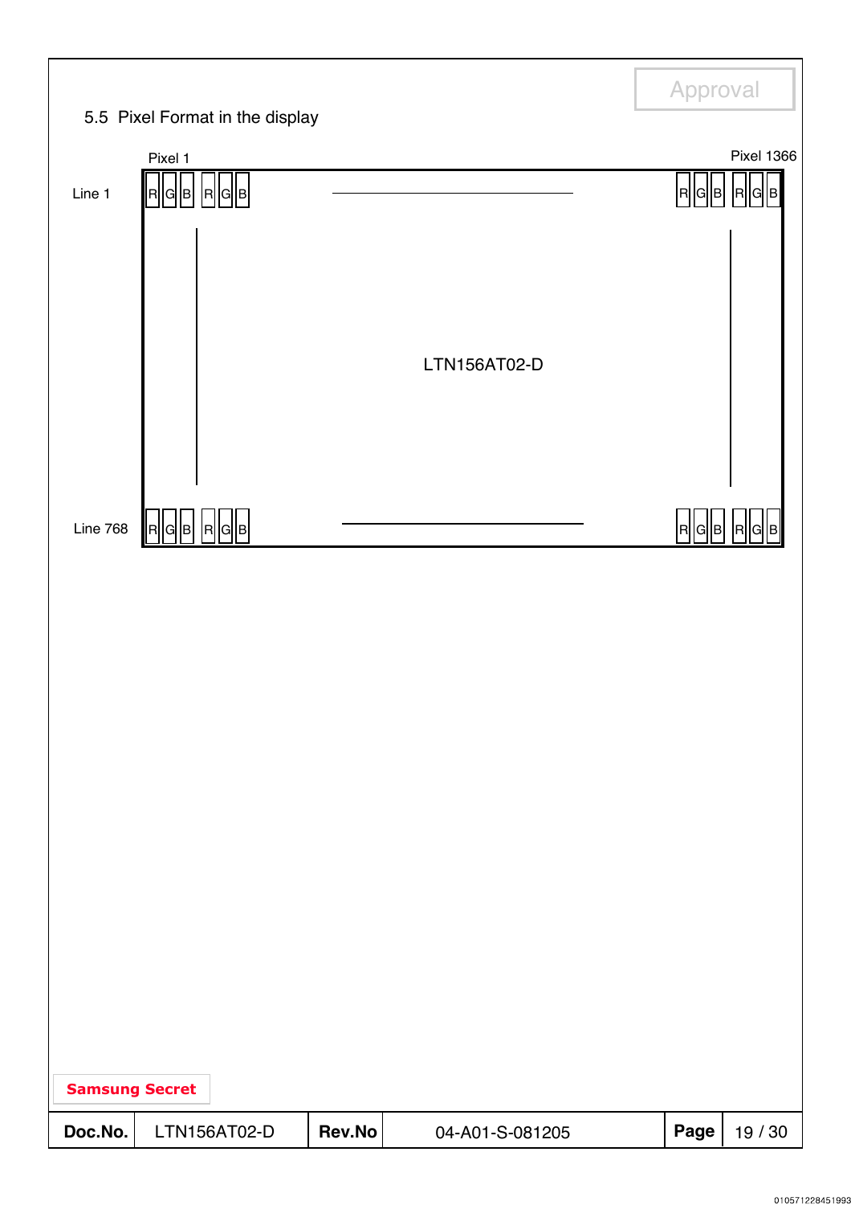## 5.5 Pixel Format in the display

Pixel 1 &nbsp;&nbsp;&nbsp;&nbsp;&nbsp;&nbsp;&nbsp;&nbsp;&nbsp;&nbsp;&nbsp;&nbsp;&nbsp;&nbsp;&nbsp;&nbsp;&nbsp;&nbsp;&nbsp;&nbsp;&nbsp;&nbsp;&nbsp;&nbsp; Pixel 1366

Line 1 &nbsp; R G B R G B ———— R G B R G B

LTN156AT02-D

Line 768 &nbsp; R G B R G B ———— R G B R G B

Samsung Secret

| Doc.No. | LTN156AT02-D | Rev.No | 04-A01-S-081205 |
|---|---|---|---|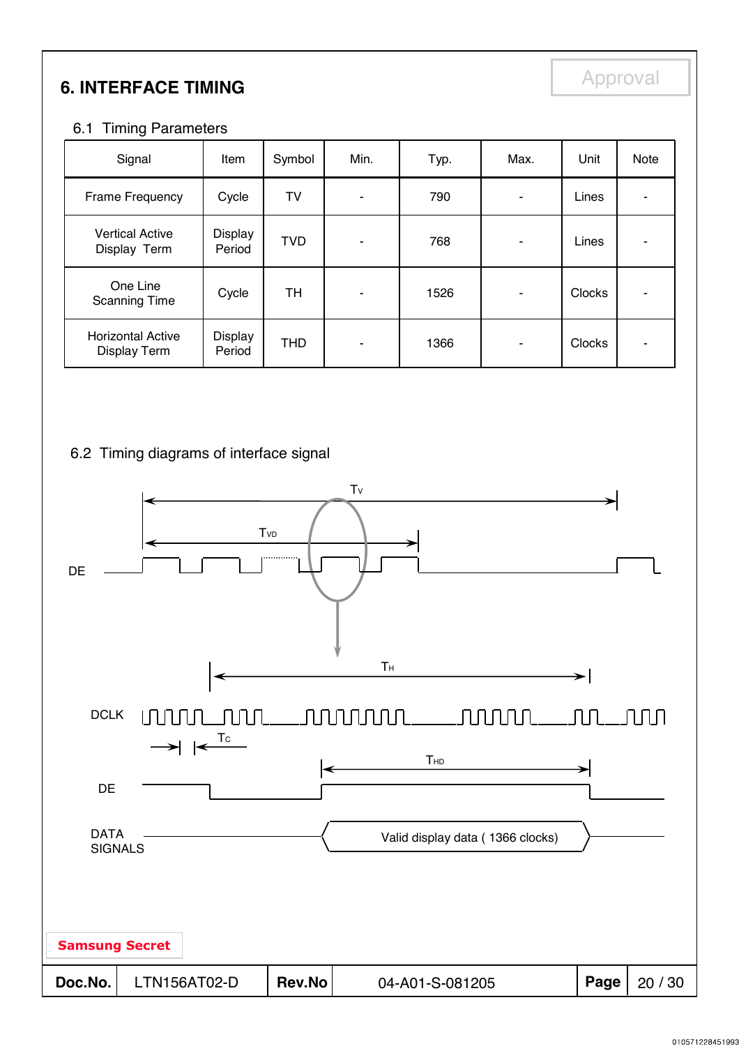# 6. INTERFACE TIMING

## 6.1 Timing Parameters

| Signal | Item | Symbol | Min. | Typ. | Max. | Unit | Note |
|---|---|---|---|---|---|---|---|
| Frame Frequency | Cycle | TV | - | 790 | - | Lines | - |
| Vertical Active Display Term | Display Period | TVD | - | 768 | - | Lines | - |
| One Line Scanning Time | Cycle | TH | - | 1526 | - | Clocks | - |
| Horizontal Active Display Term | Display Period | THD | - | 1366 | - | Clocks | - |

## 6.2 Timing diagrams of interface signal

$T_V$

$T_{VD}$

DE

$T_H$

DCLK

$T_C$

$T_{HD}$

DE

DATA SIGNALS

Valid display data ( 1366 clocks)

**Samsung Secret**

| Doc.No. | LTN156AT02-D | Rev.No | 04-A01-S-081205 |
|---|---|---|---|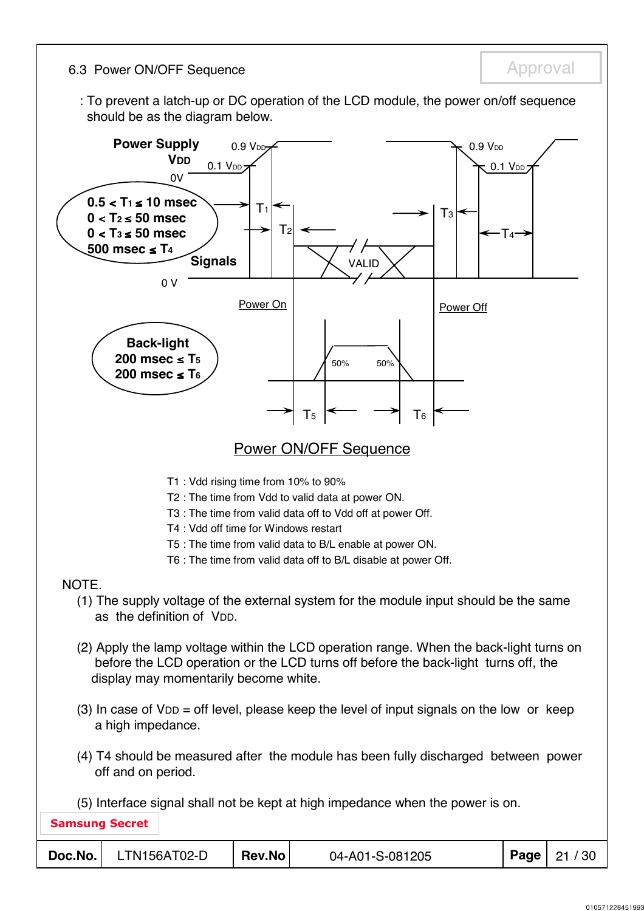## 6.3 Power ON/OFF Sequence

: To prevent a latch-up or DC operation of the LCD module, the power on/off sequence should be as the diagram below.

**Power Supply $V_{DD}$**

0.9 $V_{DD}$ / 0.1 $V_{DD}$ / 0V

**$0.5 < T_1 \leq 10$ msec**
**$0 < T_2 \leq 50$ msec**
**$0 < T_3 \leq 50$ msec**
**$500$ msec $\leq T_4$**

**Signals** — VALID — 0 V

Power On / Power Off

**Back-light**
**200 msec $\leq T_5$**
**200 msec $\leq T_6$**

50% / 50%

Power ON/OFF Sequence

T1 : Vdd rising time from 10% to 90%
T2 : The time from Vdd to valid data at power ON.
T3 : The time from valid data off to Vdd off at power Off.
T4 : Vdd off time for Windows restart
T5 : The time from valid data to B/L enable at power ON.
T6 : The time from valid data off to B/L disable at power Off.

NOTE.

(1) The supply voltage of the external system for the module input should be the same as the definition of $V_{DD}$.

(2) Apply the lamp voltage within the LCD operation range. When the back-light turns on before the LCD operation or the LCD turns off before the back-light turns off, the display may momentarily become white.

(3) In case of $V_{DD}$ = off level, please keep the level of input signals on the low or keep a high impedance.

(4) T4 should be measured after the module has been fully discharged between power off and on period.

(5) Interface signal shall not be kept at high impedance when the power is on.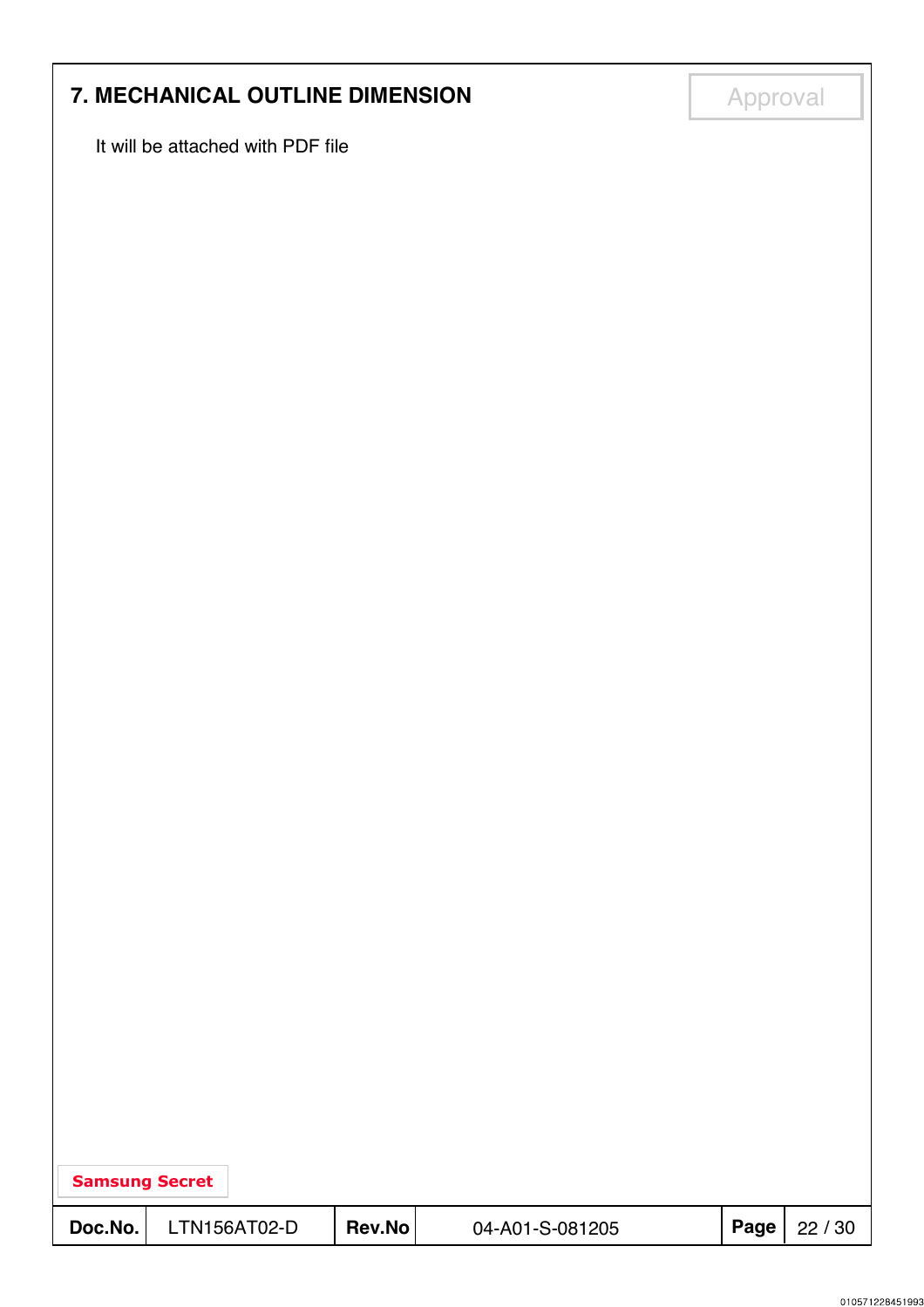## 7. MECHANICAL OUTLINE DIMENSION

It will be attached with PDF file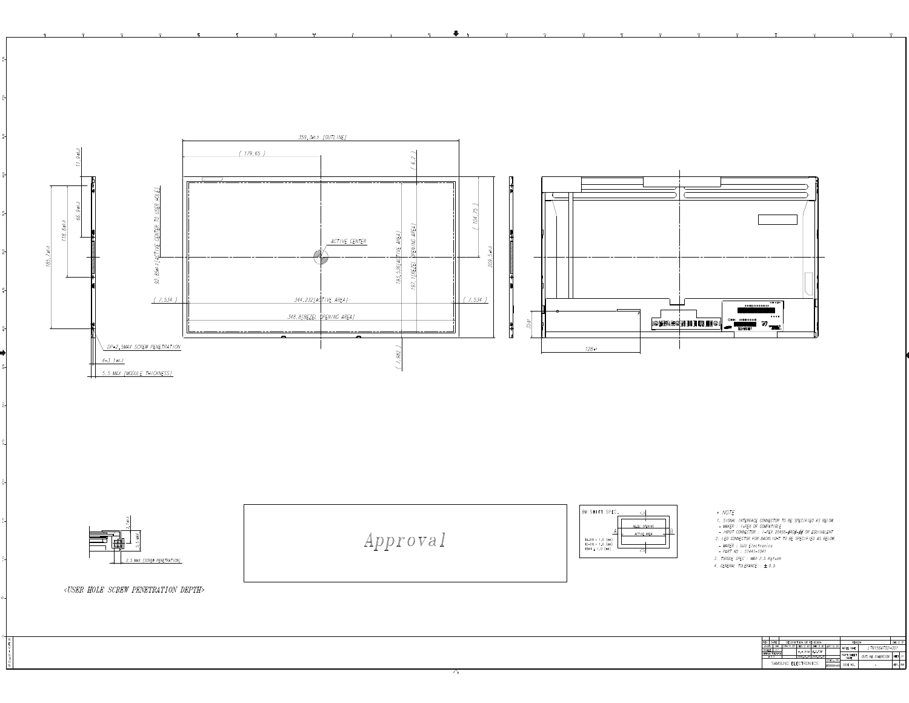359.3±0.3 [OUTLINE]

( 179.65 )

( 6.2 )

11.9±0.3

66.9±0.3

118.8±0.3

185.7±0.3

92.85±0.3 [ACTIVE CENTER TO USER HOLE]

ACTIVE CENTER

193.536[ACTIVE AREA]

197.1[BEZEL OPENING AREA]

( 104.75 )

209.5±0.5

( 7.534 )

344.232[ACTIVE AREA]

( 7.534 )

348.8[BEZEL OPENING AREA]

( 7.982 )

DP=2.5MAX SCREW PENETRATION

4-3.1±0.3

5.5 MAX [MODULE THICKNESS]

128±1

3.1±0.3

5.5 MAX

2.5 MAX (SCREW PENETRATION)

<USER HOLE SCREW PENETRATION DEPTH>

Approval

BM SHIFT SPEC.

BEZEL OPENING

ACTIVE AREA

|A-B| ≤ 1.0 (mm)

|C-D| ≤ 1.0 (mm)

* NOTE

1. SIGNAL INTERFACE CONNECTOR TO BE SPECIFIED AS BELOW.
 - MAKER : I-PEX OR COMPATIBLE
 - INPUT CONNECTOR : I-PEX 20455-040E-## OR EQUIVALENT
2. LED CONNECTOR FOR BACKLIGHT TO BE SPECIFIED AS BELOW.
 - MAKER : UJU Electronics
 - PART NO : 51441-1041
3. TORQUE SPEC : MAX 2.5 Kgf-cm
4. GENERAL TOLERANCE : ± 0.5

MODEL NAME: LTN156AT02-001

PART NAME: OUTLINE DIMENSION

SAMSUNG ELECTRONICS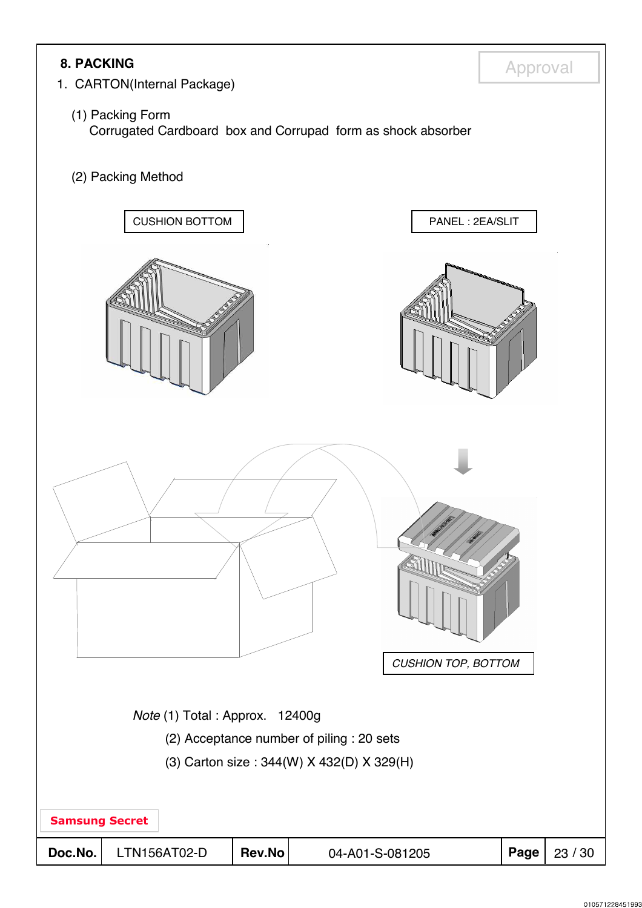## 8. PACKING

1. CARTON(Internal Package)

(1) Packing Form

Corrugated Cardboard box and Corrupad form as shock absorber

(2) Packing Method

CUSHION BOTTOM

PANEL : 2EA/SLIT

CUSHION TOP, BOTTOM

*Note* (1) Total : Approx. 12400g

(2) Acceptance number of piling : 20 sets

(3) Carton size : 344(W) X 432(D) X 329(H)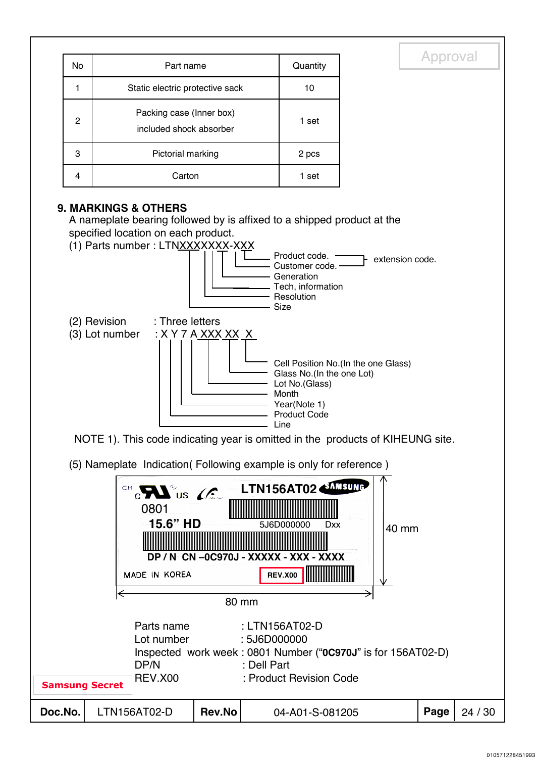| No | Part name | Quantity |
|---|---|---|
| 1 | Static electric protective sack | 10 |
| 2 | Packing case (Inner box) included shock absorber | 1 set |
| 3 | Pictorial marking | 2 pcs |
| 4 | Carton | 1 set |

## 9. MARKINGS & OTHERS

A nameplate bearing followed by is affixed to a shipped product at the specified location on each product.

(1) Parts number : LTNXXXXXXX-XXX

- Product code. — extension code.
- Customer code. — extension code.
- Generation
- Tech, information
- Resolution
- Size

(2) Revision : Three letters

(3) Lot number : X Y 7 A XXX XX X

- Cell Position No.(In the one Glass)
- Glass No.(In the one Lot)
- Lot No.(Glass)
- Month
- Year(Note 1)
- Product Code
- Line

NOTE 1). This code indicating year is omitted in the products of KIHEUNG site.

(5) Nameplate Indication( Following example is only for reference )

```
CH
c UL US   CE        LTN156AT02  SAMSUNG
0801
 15.6" HD            5J6D000000    Dxx
DP / N  CN –0C970J - XXXXX - XXX - XXXX
MADE IN KOREA           REV.X00
```

40 mm (height) × 80 mm (width)

| | |
|---|---|
| Parts name | : LTN156AT02-D |
| Lot number | : 5J6D000000 |
| Inspected work week | : 0801 Number ("**0C970J**" is for 156AT02-D) |
| DP/N | : Dell Part |
| REV.X00 | : Product Revision Code |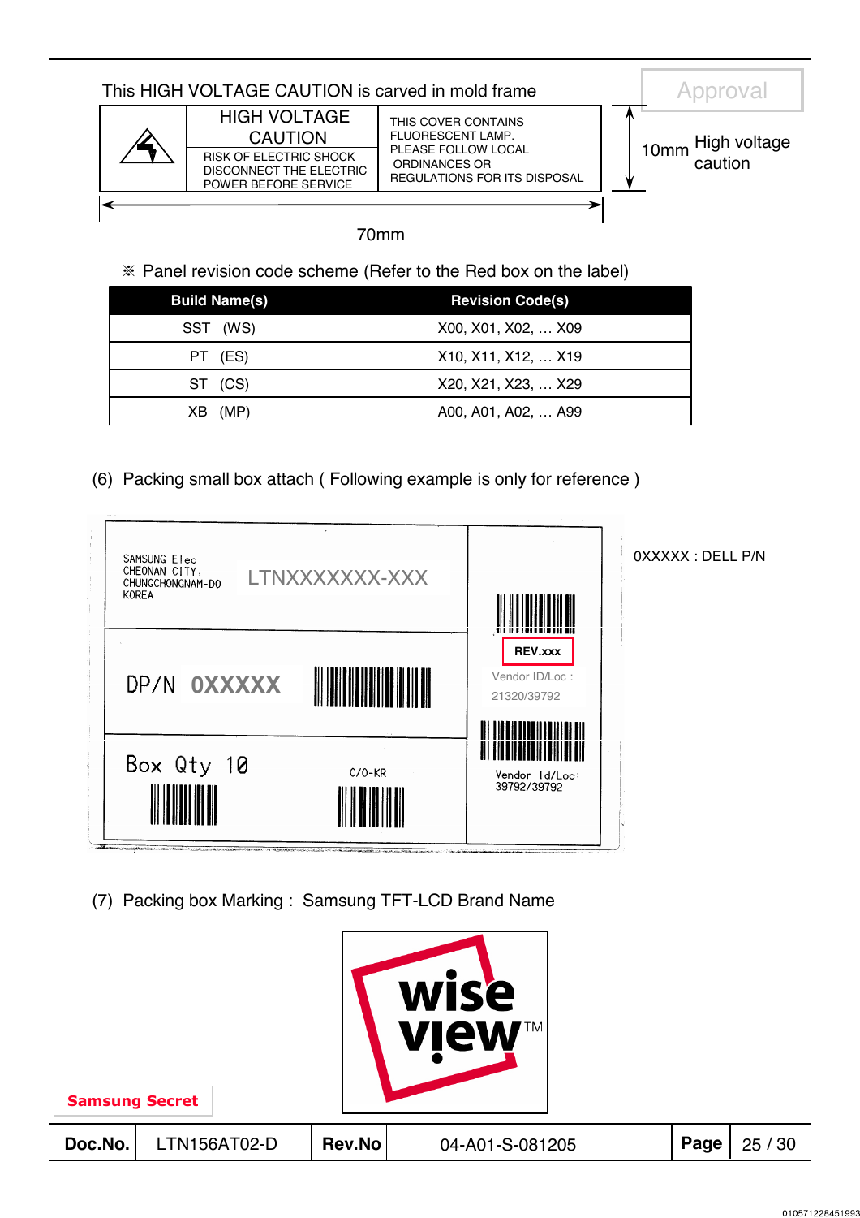This HIGH VOLTAGE CAUTION is carved in mold frame

| | HIGH VOLTAGE CAUTION | THIS COVER CONTAINS FLUORESCENT LAMP. PLEASE FOLLOW LOCAL ORDINANCES OR REGULATIONS FOR ITS DISPOSAL |
|---|---|---|
| | RISK OF ELECTRIC SHOCK DISCONNECT THE ELECTRIC POWER BEFORE SERVICE | |

10mm High voltage caution

70mm

※ Panel revision code scheme (Refer to the Red box on the label)

| Build Name(s) | Revision Code(s) |
|---|---|
| SST (WS) | X00, X01, X02, … X09 |
| PT (ES) | X10, X11, X12, … X19 |
| ST (CS) | X20, X21, X23, … X29 |
| XB (MP) | A00, A01, A02, … A99 |

(6) Packing small box attach ( Following example is only for reference )

SAMSUNG Elec
CHEONAN CITY,
CHUNGCHONGNAM-DO
KOREA

LTNXXXXXXX-XXX

REV.xxx

Vendor ID/Loc :
21320/39792

DP/N 0XXXXX

Vendor Id/Loc:
39792/39792

Box Qty 10

C/O-KR

0XXXXX : DELL P/N

(7) Packing box Marking : Samsung TFT-LCD Brand Name

wise view™

Samsung Secret

| Doc.No. | LTN156AT02-D | Rev.No | 04-A01-S-081205 |
|---|---|---|---|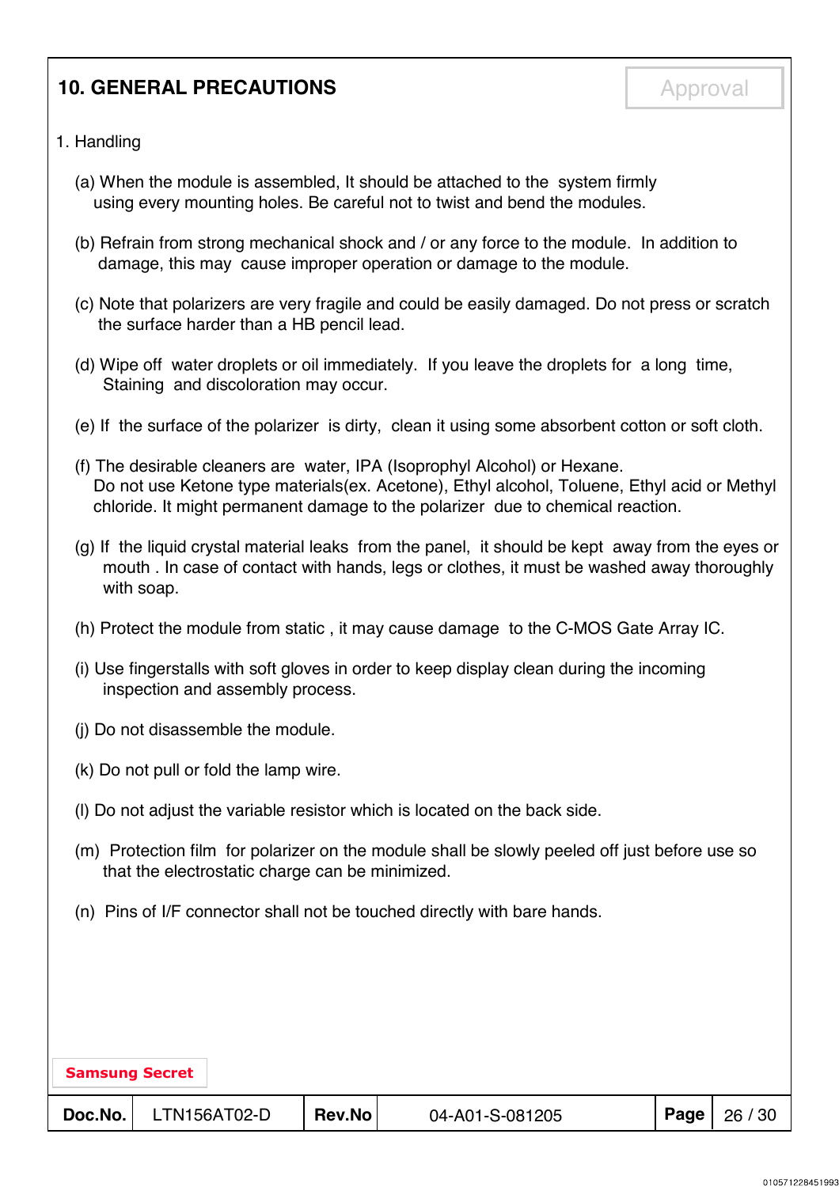## 10. GENERAL PRECAUTIONS

Approval

1. Handling

(a) When the module is assembled, It should be attached to the system firmly using every mounting holes. Be careful not to twist and bend the modules.

(b) Refrain from strong mechanical shock and / or any force to the module. In addition to damage, this may cause improper operation or damage to the module.

(c) Note that polarizers are very fragile and could be easily damaged. Do not press or scratch the surface harder than a HB pencil lead.

(d) Wipe off water droplets or oil immediately. If you leave the droplets for a long time, Staining and discoloration may occur.

(e) If the surface of the polarizer is dirty, clean it using some absorbent cotton or soft cloth.

(f) The desirable cleaners are water, IPA (Isoprophyl Alcohol) or Hexane. Do not use Ketone type materials(ex. Acetone), Ethyl alcohol, Toluene, Ethyl acid or Methyl chloride. It might permanent damage to the polarizer due to chemical reaction.

(g) If the liquid crystal material leaks from the panel, it should be kept away from the eyes or mouth . In case of contact with hands, legs or clothes, it must be washed away thoroughly with soap.

(h) Protect the module from static , it may cause damage to the C-MOS Gate Array IC.

(i) Use fingerstalls with soft gloves in order to keep display clean during the incoming inspection and assembly process.

(j) Do not disassemble the module.

(k) Do not pull or fold the lamp wire.

(l) Do not adjust the variable resistor which is located on the back side.

(m) Protection film for polarizer on the module shall be slowly peeled off just before use so that the electrostatic charge can be minimized.

(n) Pins of I/F connector shall not be touched directly with bare hands.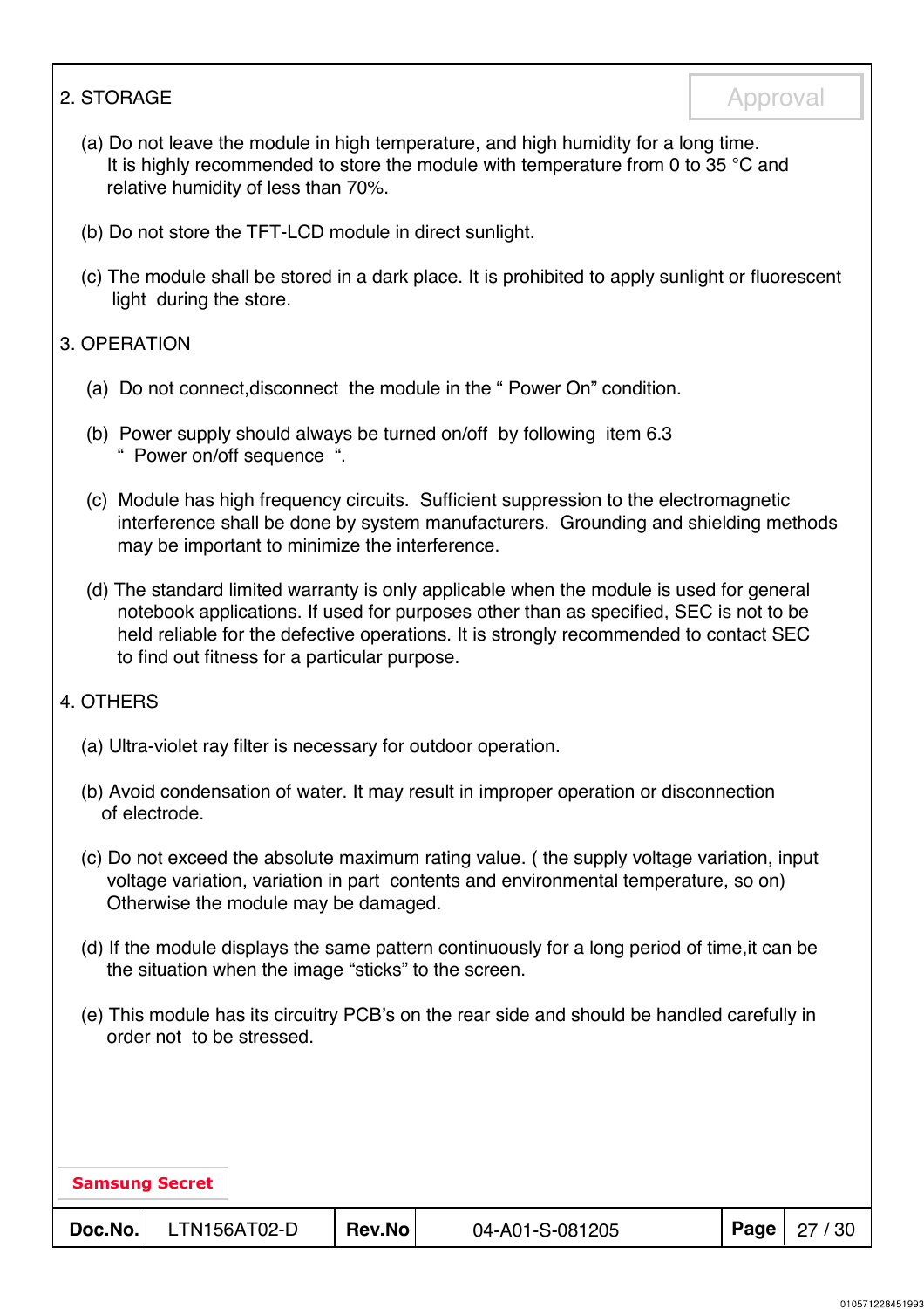## 2. STORAGE

(a) Do not leave the module in high temperature, and high humidity for a long time.
It is highly recommended to store the module with temperature from 0 to 35 °C and relative humidity of less than 70%.

(b) Do not store the TFT-LCD module in direct sunlight.

(c) The module shall be stored in a dark place. It is prohibited to apply sunlight or fluorescent light during the store.

## 3. OPERATION

(a) Do not connect,disconnect the module in the " Power On" condition.

(b) Power supply should always be turned on/off by following item 6.3 " Power on/off sequence ".

(c) Module has high frequency circuits. Sufficient suppression to the electromagnetic interference shall be done by system manufacturers. Grounding and shielding methods may be important to minimize the interference.

(d) The standard limited warranty is only applicable when the module is used for general notebook applications. If used for purposes other than as specified, SEC is not to be held reliable for the defective operations. It is strongly recommended to contact SEC to find out fitness for a particular purpose.

## 4. OTHERS

(a) Ultra-violet ray filter is necessary for outdoor operation.

(b) Avoid condensation of water. It may result in improper operation or disconnection of electrode.

(c) Do not exceed the absolute maximum rating value. ( the supply voltage variation, input voltage variation, variation in part contents and environmental temperature, so on) Otherwise the module may be damaged.

(d) If the module displays the same pattern continuously for a long period of time,it can be the situation when the image "sticks" to the screen.

(e) This module has its circuitry PCB's on the rear side and should be handled carefully in order not to be stressed.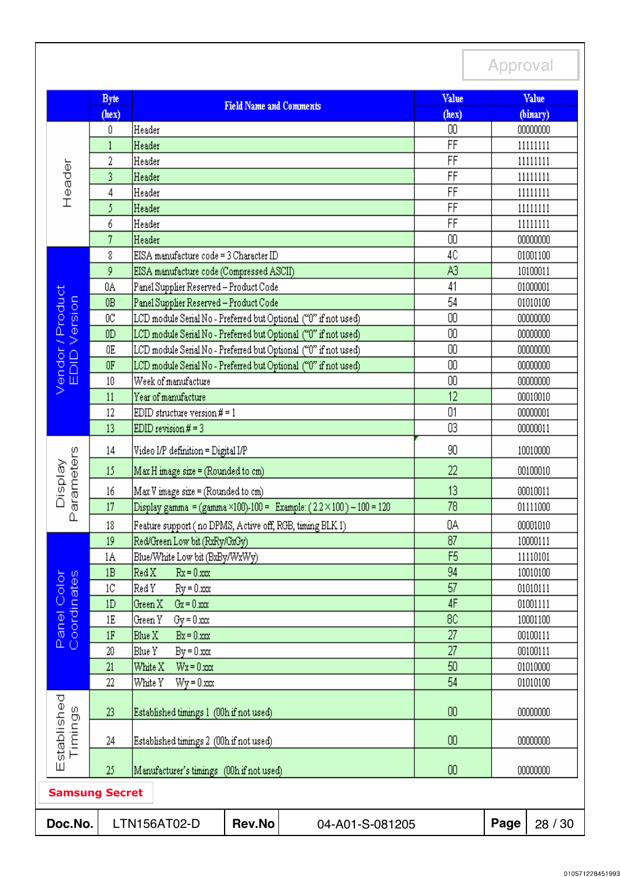Approval

| | Byte (hex) | Field Name and Comments | Value (hex) | Value (binary) |
|---|---|---|---|---|
| Header | 0 | Header | 00 | 00000000 |
| | 1 | Header | FF | 11111111 |
| | 2 | Header | FF | 11111111 |
| | 3 | Header | FF | 11111111 |
| | 4 | Header | FF | 11111111 |
| | 5 | Header | FF | 11111111 |
| | 6 | Header | FF | 11111111 |
| | 7 | Header | 00 | 00000000 |
| Vendor / Product EDID Version | 8 | EISA manufacture code = 3 Character ID | 4C | 01001100 |
| | 9 | EISA manufacture code (Compressed ASCII) | A3 | 10100011 |
| | 0A | Panel Supplier Reserved – Product Code | 41 | 01000001 |
| | 0B | Panel Supplier Reserved – Product Code | 54 | 01010100 |
| | 0C | LCD module Serial No - Preferred but Optional ("0" if not used) | 00 | 00000000 |
| | 0D | LCD module Serial No - Preferred but Optional ("0" if not used) | 00 | 00000000 |
| | 0E | LCD module Serial No - Preferred but Optional ("0" if not used) | 00 | 00000000 |
| | 0F | LCD module Serial No - Preferred but Optional ("0" if not used) | 00 | 00000000 |
| | 10 | Week of manufacture | 00 | 00000000 |
| | 11 | Year of manufacture | 12 | 00010010 |
| | 12 | EDID structure version # = 1 | 01 | 00000001 |
| | 13 | EDID revision # = 3 | 03 | 00000011 |
| Display Parameters | 14 | Video I/P definition = Digital I/P | 90 | 10010000 |
| | 15 | Max H image size = (Rounded to cm) | 22 | 00100010 |
| | 16 | Max V image size = (Rounded to cm) | 13 | 00010011 |
| | 17 | Display gamma = (gamma ×100)-100 = Example: (2.2 × 100) – 100 = 120 | 78 | 01111000 |
| | 18 | Feature support ( no DPMS, Active off, RGB, timing BLK 1) | 0A | 00001010 |
| Panel Color Coordinates | 19 | Red/Green Low bit (RxRy/GxGy) | 87 | 10000111 |
| | 1A | Blue/White Low bit (BxBy/WxWy) | F5 | 11110101 |
| | 1B | Red X Rx = 0.xxx | 94 | 10010100 |
| | 1C | Red Y Ry = 0.xxx | 57 | 01010111 |
| | 1D | Green X Gx = 0.xxx | 4F | 01001111 |
| | 1E | Green Y Gy = 0.xxx | 8C | 10001100 |
| | 1F | Blue X Bx = 0.xxx | 27 | 00100111 |
| | 20 | Blue Y By = 0.xxx | 27 | 00100111 |
| | 21 | White X Wx = 0.xxx | 50 | 01010000 |
| | 22 | White Y Wy = 0.xxx | 54 | 01010100 |
| Established Timings | 23 | Established timings 1 (00h if not used) | 00 | 00000000 |
| | 24 | Established timings 2 (00h if not used) | 00 | 00000000 |
| | 25 | Manufacturer's timings (00h if not used) | 00 | 00000000 |

**Samsung Secret**

| Doc.No. | LTN156AT02-D | Rev.No | 04-A01-S-081205 |
|---|---|---|---|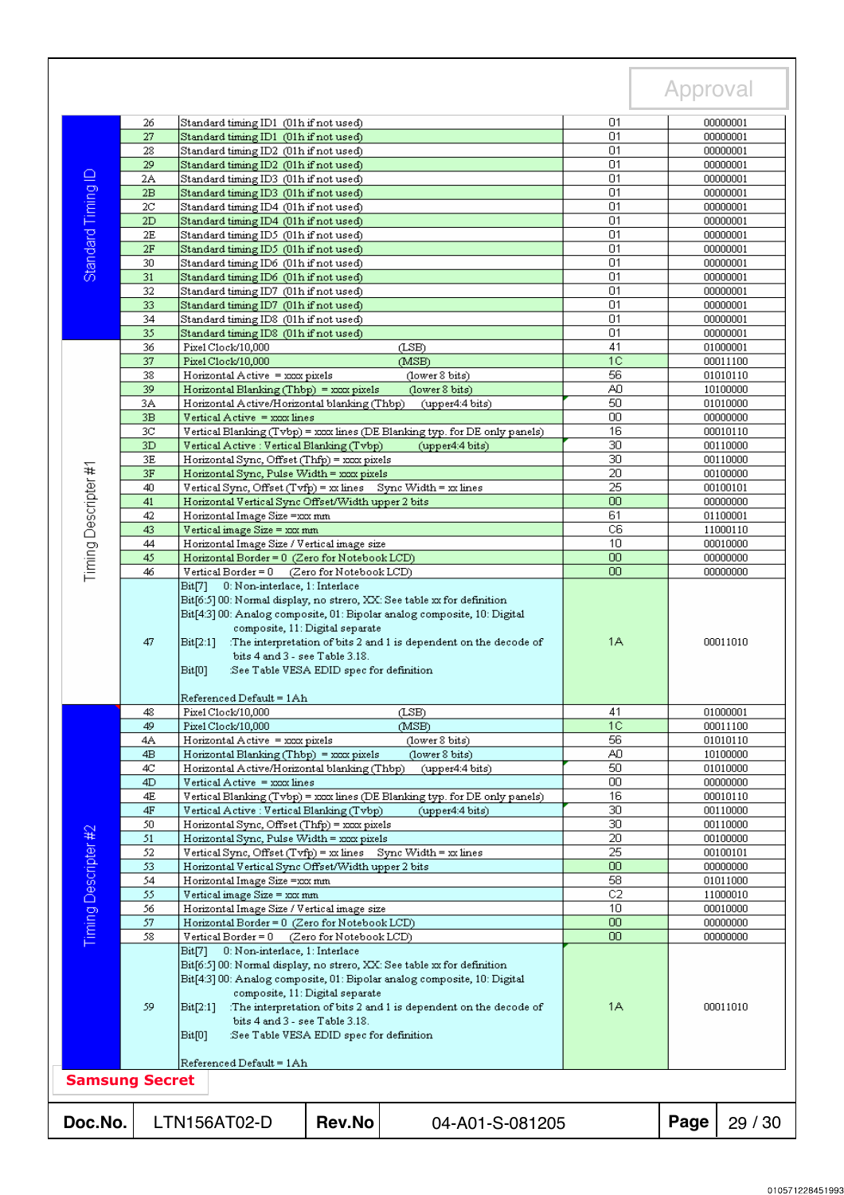| Section | Address | Description | Hex | Binary |
|---|---|---|---|---|
| Standard Timing ID | 26 | Standard timing ID1 (01h if not used) | 01 | 00000001 |
| | 27 | Standard timing ID1 (01h if not used) | 01 | 00000001 |
| | 28 | Standard timing ID2 (01h if not used) | 01 | 00000001 |
| | 29 | Standard timing ID2 (01h if not used) | 01 | 00000001 |
| | 2A | Standard timing ID3 (01h if not used) | 01 | 00000001 |
| | 2B | Standard timing ID3 (01h if not used) | 01 | 00000001 |
| | 2C | Standard timing ID4 (01h if not used) | 01 | 00000001 |
| | 2D | Standard timing ID4 (01h if not used) | 01 | 00000001 |
| | 2E | Standard timing ID5 (01h if not used) | 01 | 00000001 |
| | 2F | Standard timing ID5 (01h if not used) | 01 | 00000001 |
| | 30 | Standard timing ID6 (01h if not used) | 01 | 00000001 |
| | 31 | Standard timing ID6 (01h if not used) | 01 | 00000001 |
| | 32 | Standard timing ID7 (01h if not used) | 01 | 00000001 |
| | 33 | Standard timing ID7 (01h if not used) | 01 | 00000001 |
| | 34 | Standard timing ID8 (01h if not used) | 01 | 00000001 |
| | 35 | Standard timing ID8 (01h if not used) | 01 | 00000001 |
| Timing Descripter #1 | 36 | Pixel Clock/10,000 (LSB) | 41 | 01000001 |
| | 37 | Pixel Clock/10,000 (MSB) | 1C | 00011100 |
| | 38 | Horizontal Active = xxxx pixels (lower 8 bits) | 56 | 01010110 |
| | 39 | Horizontal Blanking (Thbp) = xxxx pixels (lower 8 bits) | A0 | 10100000 |
| | 3A | Horizontal Active/Horizontal blanking (Thbp) (upper4:4 bits) | 50 | 01010000 |
| | 3B | Vertical Active = xxxx lines | 00 | 00000000 |
| | 3C | Vertical Blanking (Tvbp) = xxxx lines (DE Blanking typ. for DE only panels) | 16 | 00010110 |
| | 3D | Vertical Active : Vertical Blanking (Tvbp) (upper4:4 bits) | 30 | 00110000 |
| | 3E | Horizontal Sync, Offset (Thfp) = xxxx pixels | 30 | 00110000 |
| | 3F | Horizontal Sync, Pulse Width = xxxx pixels | 20 | 00100000 |
| | 40 | Vertical Sync, Offset (Tvfp) = xx lines Sync Width = xx lines | 25 | 00100101 |
| | 41 | Horizontal Vertical Sync Offset/Width upper 2 bits | 00 | 00000000 |
| | 42 | Horizontal Image Size =xxx mm | 61 | 01100001 |
| | 43 | Vertical image Size = xxx mm | C6 | 11000110 |
| | 44 | Horizontal Image Size / Vertical image size | 10 | 00010000 |
| | 45 | Horizontal Border = 0 (Zero for Notebook LCD) | 00 | 00000000 |
| | 46 | Vertical Border = 0 (Zero for Notebook LCD) | 00 | 00000000 |
| | 47 | Bit[7] 0: Non-interlace, 1: Interlace<br>Bit[6:5] 00: Normal display, no strero, XX: See table xx for definition<br>Bit[4:3] 00: Analog composite, 01: Bipolar analog composite, 10: Digital composite, 11: Digital separate<br>Bit[2:1] :The interpretation of bits 2 and 1 is dependent on the decode of bits 4 and 3 - see Table 3.18.<br>Bit[0] :See Table VESA EDID spec for definition<br><br>Referenced Default = 1Ah | 1A | 00011010 |
| Timing Descripter #2 | 48 | Pixel Clock/10,000 (LSB) | 41 | 01000001 |
| | 49 | Pixel Clock/10,000 (MSB) | 1C | 00011100 |
| | 4A | Horizontal Active = xxxx pixels (lower 8 bits) | 56 | 01010110 |
| | 4B | Horizontal Blanking (Thbp) = xxxx pixels (lower 8 bits) | A0 | 10100000 |
| | 4C | Horizontal Active/Horizontal blanking (Thbp) (upper4:4 bits) | 50 | 01010000 |
| | 4D | Vertical Active = xxxx lines | 00 | 00000000 |
| | 4E | Vertical Blanking (Tvbp) = xxxx lines (DE Blanking typ. for DE only panels) | 16 | 00010110 |
| | 4F | Vertical Active : Vertical Blanking (Tvbp) (upper4:4 bits) | 30 | 00110000 |
| | 50 | Horizontal Sync, Offset (Thfp) = xxxx pixels | 30 | 00110000 |
| | 51 | Horizontal Sync, Pulse Width = xxxx pixels | 20 | 00100000 |
| | 52 | Vertical Sync, Offset (Tvfp) = xx lines Sync Width = xx lines | 25 | 00100101 |
| | 53 | Horizontal Vertical Sync Offset/Width upper 2 bits | 00 | 00000000 |
| | 54 | Horizontal Image Size =xxx mm | 58 | 01011000 |
| | 55 | Vertical image Size = xxx mm | C2 | 11000010 |
| | 56 | Horizontal Image Size / Vertical image size | 10 | 00010000 |
| | 57 | Horizontal Border = 0 (Zero for Notebook LCD) | 00 | 00000000 |
| | 58 | Vertical Border = 0 (Zero for Notebook LCD) | 00 | 00000000 |
| | 59 | Bit[7] 0: Non-interlace, 1: Interlace<br>Bit[6:5] 00: Normal display, no strero, XX: See table xx for definition<br>Bit[4:3] 00: Analog composite, 01: Bipolar analog composite, 10: Digital composite, 11: Digital separate<br>Bit[2:1] :The interpretation of bits 2 and 1 is dependent on the decode of bits 4 and 3 - see Table 3.18.<br>Bit[0] :See Table VESA EDID spec for definition<br><br>Referenced Default = 1Ah | 1A | 00011010 |

**Samsung Secret**

| Doc.No. | LTN156AT02-D | Rev.No | 04-A01-S-081205 |
|---|---|---|---|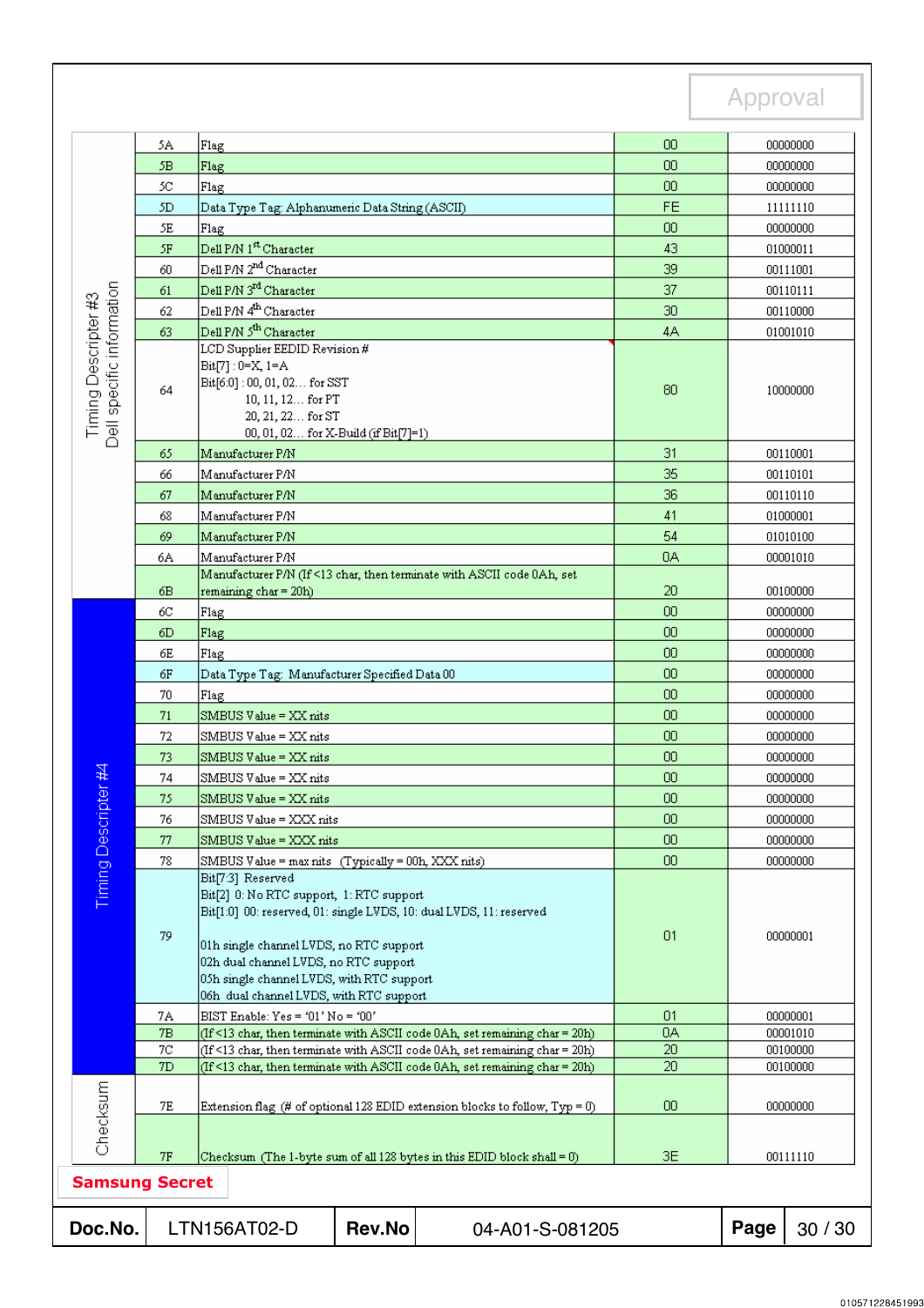Approval

| | | | | |
|---|---|---|---|---|
| Timing Descripter #3 Dell specific information | 5A | Flag | 00 | 00000000 |
| | 5B | Flag | 00 | 00000000 |
| | 5C | Flag | 00 | 00000000 |
| | 5D | Data Type Tag: Alphanumeric Data String (ASCII) | FE | 11111110 |
| | 5E | Flag | 00 | 00000000 |
| | 5F | Dell P/N 1st Character | 43 | 01000011 |
| | 60 | Dell P/N 2nd Character | 39 | 00111001 |
| | 61 | Dell P/N 3rd Character | 37 | 00110111 |
| | 62 | Dell P/N 4th Character | 30 | 00110000 |
| | 63 | Dell P/N 5th Character | 4A | 01001010 |
| | 64 | LCD Supplier EEDID Revision # Bit[7] : 0=X, 1=A Bit[6:0] : 00, 01, 02… for SST 10, 11, 12… for PT 20, 21, 22… for ST 00, 01, 02… for X-Build (if Bit[7]=1) | 80 | 10000000 |
| | 65 | Manufacturer P/N | 31 | 00110001 |
| | 66 | Manufacturer P/N | 35 | 00110101 |
| | 67 | Manufacturer P/N | 36 | 00110110 |
| | 68 | Manufacturer P/N | 41 | 01000001 |
| | 69 | Manufacturer P/N | 54 | 01010100 |
| | 6A | Manufacturer P/N | 0A | 00001010 |
| | 6B | Manufacturer P/N (If <13 char, then terminate with ASCII code 0Ah, set remaining char = 20h) | 20 | 00100000 |
| Timing Descripter #4 | 6C | Flag | 00 | 00000000 |
| | 6D | Flag | 00 | 00000000 |
| | 6E | Flag | 00 | 00000000 |
| | 6F | Data Type Tag: Manufacturer Specified Data 00 | 00 | 00000000 |
| | 70 | Flag | 00 | 00000000 |
| | 71 | SMBUS Value = XX nits | 00 | 00000000 |
| | 72 | SMBUS Value = XX nits | 00 | 00000000 |
| | 73 | SMBUS Value = XX nits | 00 | 00000000 |
| | 74 | SMBUS Value = XX nits | 00 | 00000000 |
| | 75 | SMBUS Value = XX nits | 00 | 00000000 |
| | 76 | SMBUS Value = XXX nits | 00 | 00000000 |
| | 77 | SMBUS Value = XXX nits | 00 | 00000000 |
| | 78 | SMBUS Value = max nits (Typically = 00h, XXX nits) | 00 | 00000000 |
| | 79 | Bit[7:3] Reserved Bit[2] 0: No RTC support, 1: RTC support Bit[1:0] 00: reserved, 01: single LVDS, 10: dual LVDS, 11: reserved 01h single channel LVDS, no RTC support 02h dual channel LVDS, no RTC support 05h single channel LVDS, with RTC support 06h dual channel LVDS, with RTC support | 01 | 00000001 |
| | 7A | BIST Enable: Yes = '01' No = '00' | 01 | 00000001 |
| | 7B | (If <13 char, then terminate with ASCII code 0Ah, set remaining char = 20h) | 0A | 00001010 |
| | 7C | (If <13 char, then terminate with ASCII code 0Ah, set remaining char = 20h) | 20 | 00100000 |
| | 7D | (If <13 char, then terminate with ASCII code 0Ah, set remaining char = 20h) | 20 | 00100000 |
| Checksum | 7E | Extension flag (# of optional 128 EDID extension blocks to follow, Typ = 0) | 00 | 00000000 |
| | 7F | Checksum (The 1-byte sum of all 128 bytes in this EDID block shall = 0) | 3E | 00111110 |

**Samsung Secret**

| Doc.No. | LTN156AT02-D | Rev.No | 04-A01-S-081205 | Page | 30 / 30 |
|---|---|---|---|---|---|